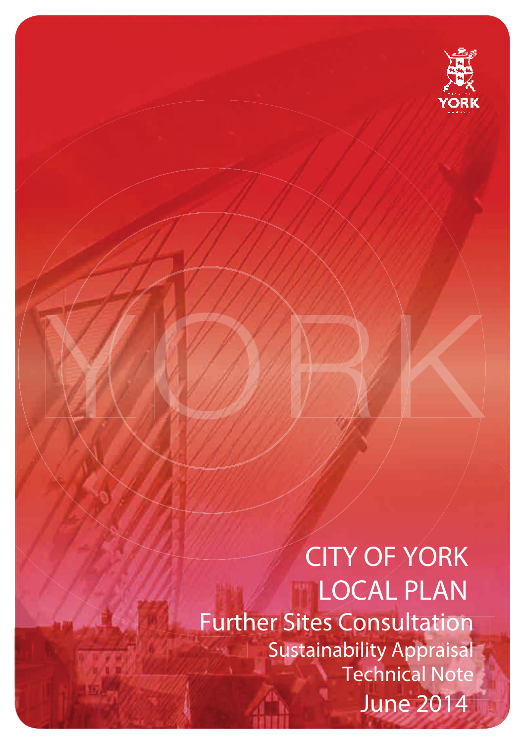# CITY OF YORK LOCAL PLAN

## Further Sites Consultation

### Sustainability Appraisal Technical Note

June 2014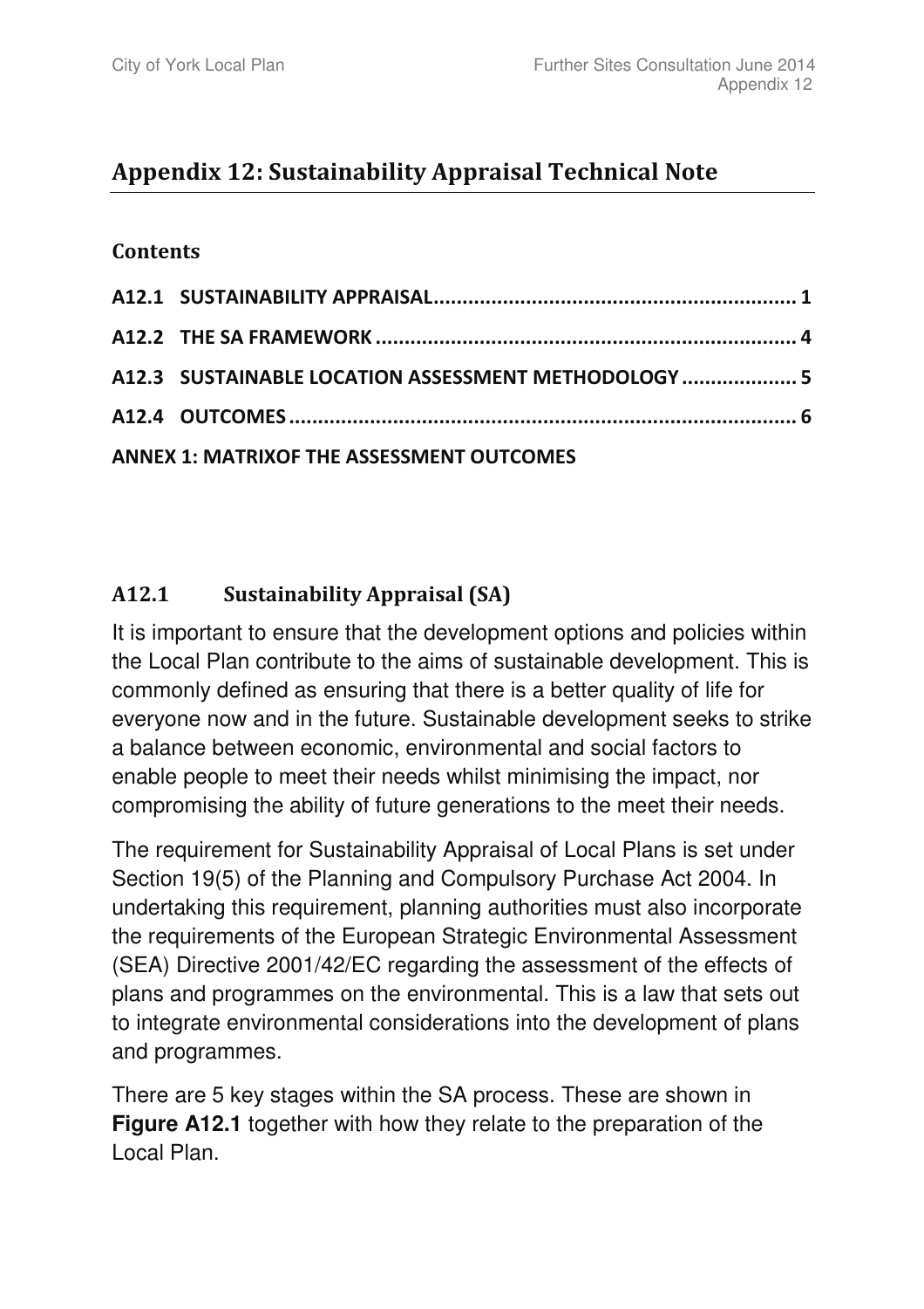## Appendix 12: Sustainability Appraisal Technical Note

### Contents

**A12.1 SUSTAINABILITY APPRAISAL ............................................................. 1**

**A12.2 THE SA FRAMEWORK ........................................................................ 4**

**A12.3 SUSTAINABLE LOCATION ASSESSMENT METHODOLOGY .................... 5**

**A12.4 OUTCOMES ....................................................................................... 6**

**ANNEX 1: MATRIXOF THE ASSESSMENT OUTCOMES**

### A12.1 Sustainability Appraisal (SA)

It is important to ensure that the development options and policies within the Local Plan contribute to the aims of sustainable development. This is commonly defined as ensuring that there is a better quality of life for everyone now and in the future. Sustainable development seeks to strike a balance between economic, environmental and social factors to enable people to meet their needs whilst minimising the impact, nor compromising the ability of future generations to the meet their needs.

The requirement for Sustainability Appraisal of Local Plans is set under Section 19(5) of the Planning and Compulsory Purchase Act 2004. In undertaking this requirement, planning authorities must also incorporate the requirements of the European Strategic Environmental Assessment (SEA) Directive 2001/42/EC regarding the assessment of the effects of plans and programmes on the environmental. This is a law that sets out to integrate environmental considerations into the development of plans and programmes.

There are 5 key stages within the SA process. These are shown in **Figure A12.1** together with how they relate to the preparation of the Local Plan.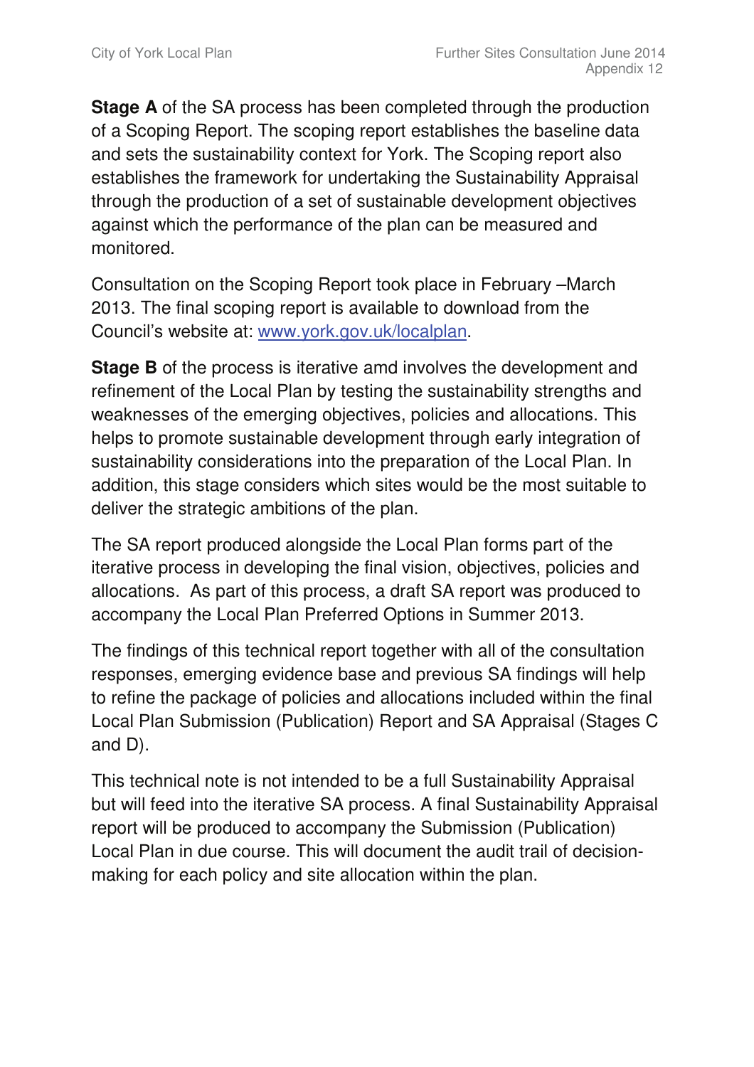**Stage A** of the SA process has been completed through the production of a Scoping Report. The scoping report establishes the baseline data and sets the sustainability context for York. The Scoping report also establishes the framework for undertaking the Sustainability Appraisal through the production of a set of sustainable development objectives against which the performance of the plan can be measured and monitored.

Consultation on the Scoping Report took place in February –March 2013. The final scoping report is available to download from the Council's website at: [www.york.gov.uk/localplan](www.york.gov.uk/localplan).

**Stage B** of the process is iterative amd involves the development and refinement of the Local Plan by testing the sustainability strengths and weaknesses of the emerging objectives, policies and allocations. This helps to promote sustainable development through early integration of sustainability considerations into the preparation of the Local Plan. In addition, this stage considers which sites would be the most suitable to deliver the strategic ambitions of the plan.

The SA report produced alongside the Local Plan forms part of the iterative process in developing the final vision, objectives, policies and allocations. As part of this process, a draft SA report was produced to accompany the Local Plan Preferred Options in Summer 2013.

The findings of this technical report together with all of the consultation responses, emerging evidence base and previous SA findings will help to refine the package of policies and allocations included within the final Local Plan Submission (Publication) Report and SA Appraisal (Stages C and D).

This technical note is not intended to be a full Sustainability Appraisal but will feed into the iterative SA process. A final Sustainability Appraisal report will be produced to accompany the Submission (Publication) Local Plan in due course. This will document the audit trail of decision-making for each policy and site allocation within the plan.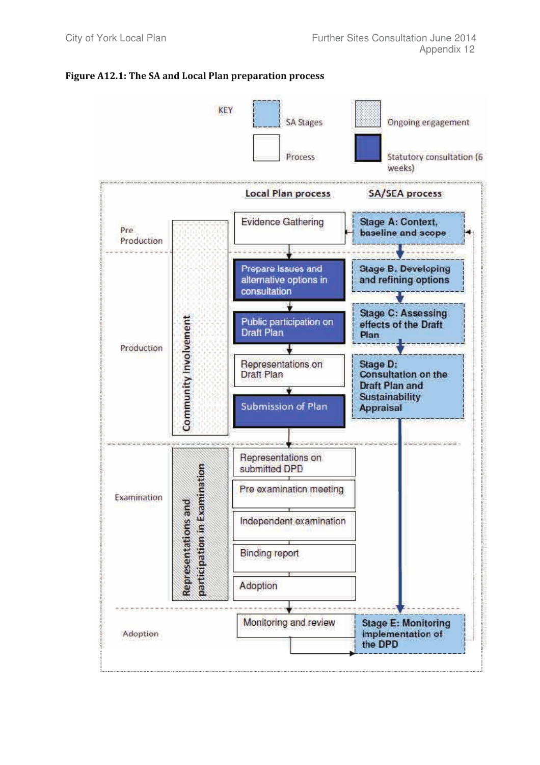**Figure A12.1: The SA and Local Plan preparation process**

KEY

- SA Stages
- Ongoing engagement
- Process
- Statutory consultation (6 weeks)

| | | Local Plan process | SA/SEA process |
|---|---|---|---|
| Pre Production | Community Involvement | Evidence Gathering | Stage A: Context, baseline and scope |
| Production | | Prepare issues and alternative options in consultation | Stage B: Developing and refining options |
| | | Public participation on Draft Plan | Stage C: Assessing effects of the Draft Plan |
| | | Representations on Draft Plan | Stage D: Consultation on the Draft Plan and Sustainability Appraisal |
| | | Submission of Plan | |
| Examination | Representations and participation in Examination | Representations on submitted DPD | |
| | | Pre examination meeting | |
| | | Independent examination | |
| | | Binding report | |
| | | Adoption | |
| Adoption | | Monitoring and review | Stage E: Monitoring implementation of the DPD |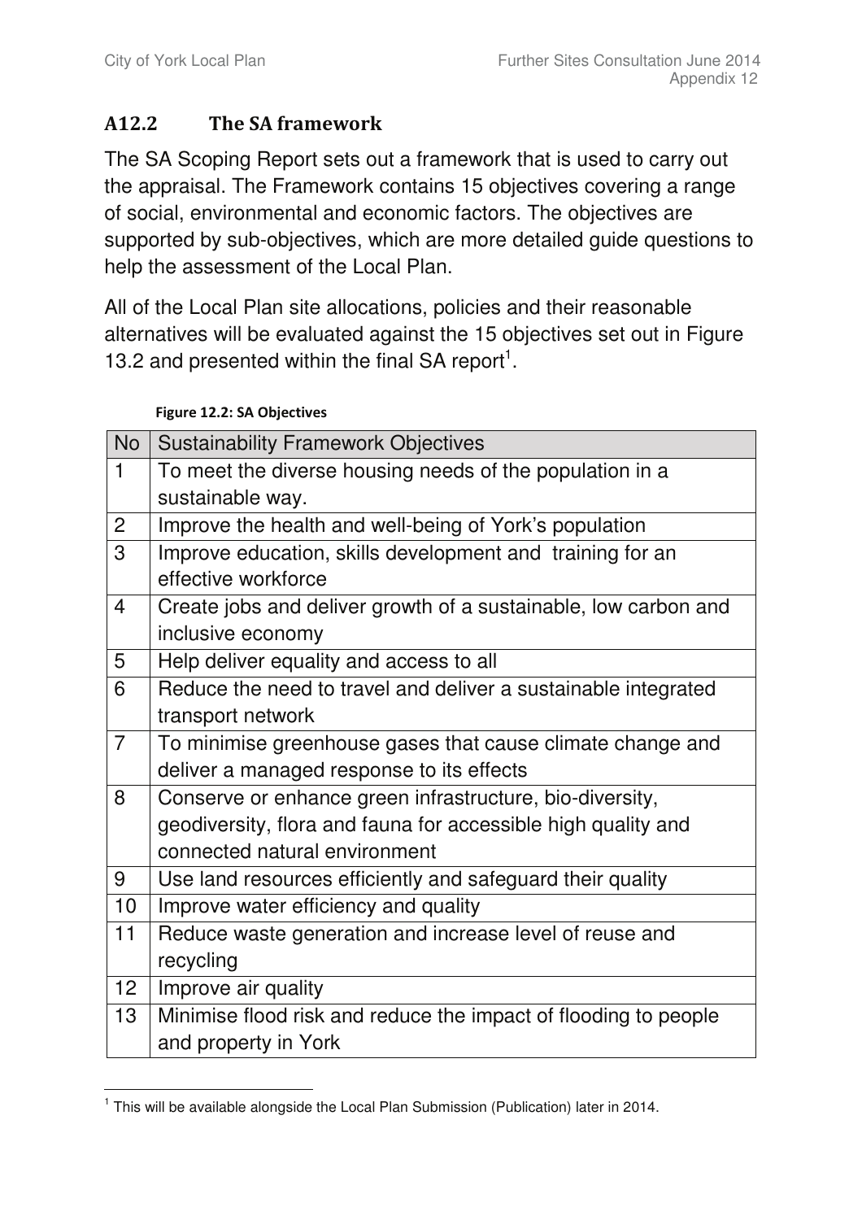## A12.2 The SA framework

The SA Scoping Report sets out a framework that is used to carry out the appraisal. The Framework contains 15 objectives covering a range of social, environmental and economic factors. The objectives are supported by sub-objectives, which are more detailed guide questions to help the assessment of the Local Plan.

All of the Local Plan site allocations, policies and their reasonable alternatives will be evaluated against the 15 objectives set out in Figure 13.2 and presented within the final SA report[1].

**Figure 12.2: SA Objectives**

| No | Sustainability Framework Objectives |
|---|---|
| 1 | To meet the diverse housing needs of the population in a sustainable way. |
| 2 | Improve the health and well-being of York's population |
| 3 | Improve education, skills development and training for an effective workforce |
| 4 | Create jobs and deliver growth of a sustainable, low carbon and inclusive economy |
| 5 | Help deliver equality and access to all |
| 6 | Reduce the need to travel and deliver a sustainable integrated transport network |
| 7 | To minimise greenhouse gases that cause climate change and deliver a managed response to its effects |
| 8 | Conserve or enhance green infrastructure, bio-diversity, geodiversity, flora and fauna for accessible high quality and connected natural environment |
| 9 | Use land resources efficiently and safeguard their quality |
| 10 | Improve water efficiency and quality |
| 11 | Reduce waste generation and increase level of reuse and recycling |
| 12 | Improve air quality |
| 13 | Minimise flood risk and reduce the impact of flooding to people and property in York |

[1] This will be available alongside the Local Plan Submission (Publication) later in 2014.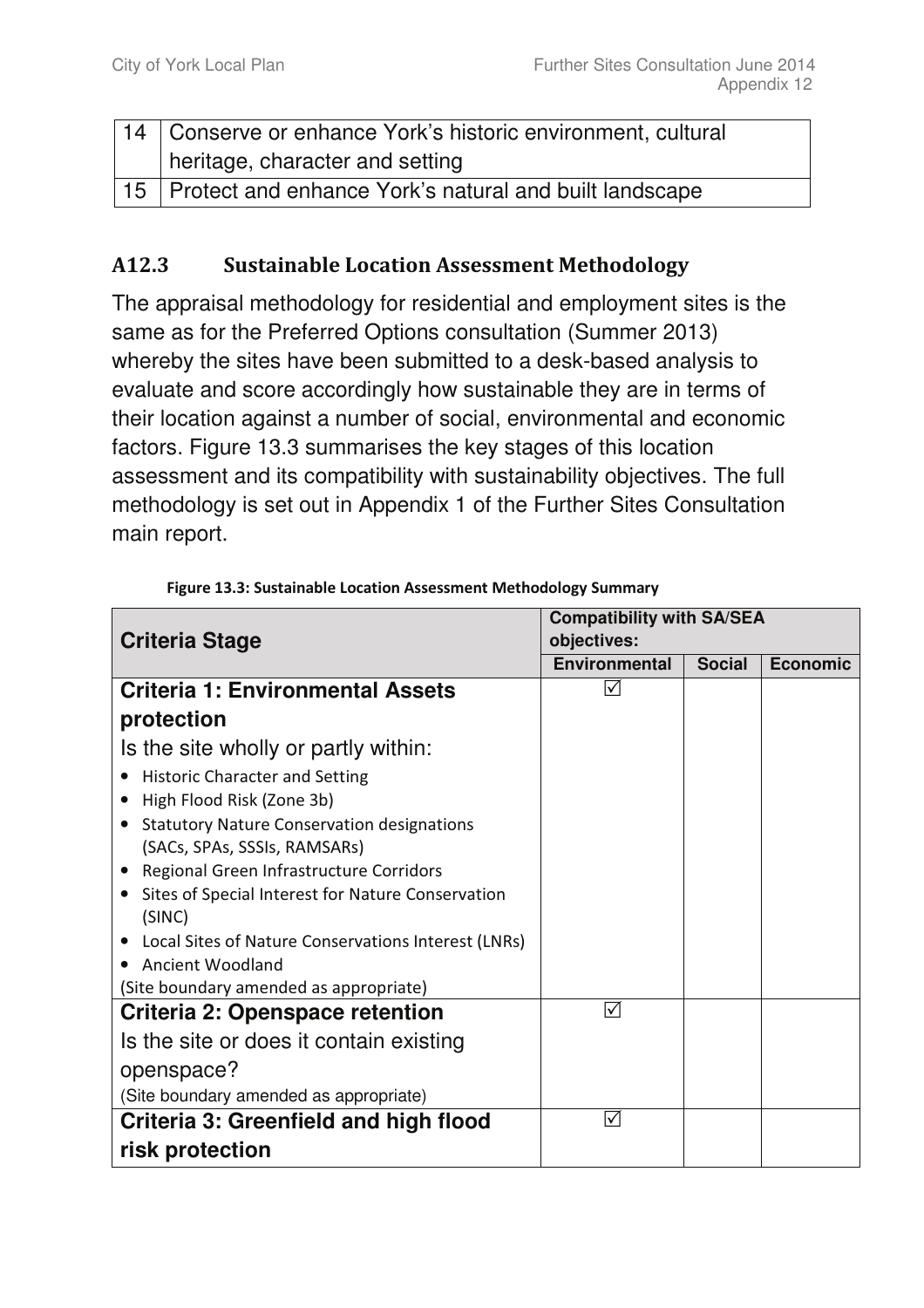| 14 | Conserve or enhance York's historic environment, cultural heritage, character and setting |
|---|---|
| 15 | Protect and enhance York's natural and built landscape |

## A12.3 Sustainable Location Assessment Methodology

The appraisal methodology for residential and employment sites is the same as for the Preferred Options consultation (Summer 2013) whereby the sites have been submitted to a desk-based analysis to evaluate and score accordingly how sustainable they are in terms of their location against a number of social, environmental and economic factors. Figure 13.3 summarises the key stages of this location assessment and its compatibility with sustainability objectives. The full methodology is set out in Appendix 1 of the Further Sites Consultation main report.

**Figure 13.3: Sustainable Location Assessment Methodology Summary**

| Criteria Stage | Compatibility with SA/SEA objectives: | | |
|---|---|---|---|
| | **Environmental** | **Social** | **Economic** |
| **Criteria 1: Environmental Assets protection**<br>Is the site wholly or partly within:<br>• Historic Character and Setting<br>• High Flood Risk (Zone 3b)<br>• Statutory Nature Conservation designations (SACs, SPAs, SSSIs, RAMSARs)<br>• Regional Green Infrastructure Corridors<br>• Sites of Special Interest for Nature Conservation (SINC)<br>• Local Sites of Nature Conservations Interest (LNRs)<br>• Ancient Woodland<br>(Site boundary amended as appropriate) | ☑ | | |
| **Criteria 2: Openspace retention**<br>Is the site or does it contain existing openspace?<br>(Site boundary amended as appropriate) | ☑ | | |
| **Criteria 3: Greenfield and high flood risk protection** | ☑ | | |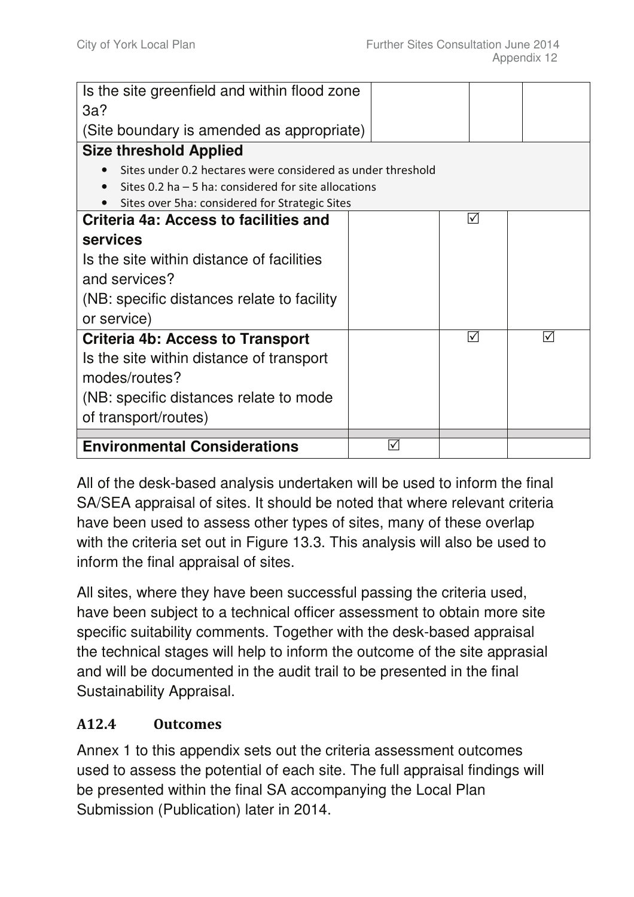| | | | |
|---|---|---|---|
| Is the site greenfield and within flood zone 3a?<br>(Site boundary is amended as appropriate) | | | |
| **Size threshold Applied**<br>• Sites under 0.2 hectares were considered as under threshold<br>• Sites 0.2 ha – 5 ha: considered for site allocations<br>• Sites over 5ha: considered for Strategic Sites | | | |
| **Criteria 4a: Access to facilities and services**<br>Is the site within distance of facilities and services?<br>(NB: specific distances relate to facility or service) | | ☑ | |
| **Criteria 4b: Access to Transport**<br>Is the site within distance of transport modes/routes?<br>(NB: specific distances relate to mode of transport/routes) | | ☑ | ☑ |
| | | | |
| **Environmental Considerations** | ☑ | | |

All of the desk-based analysis undertaken will be used to inform the final SA/SEA appraisal of sites. It should be noted that where relevant criteria have been used to assess other types of sites, many of these overlap with the criteria set out in Figure 13.3. This analysis will also be used to inform the final appraisal of sites.

All sites, where they have been successful passing the criteria used, have been subject to a technical officer assessment to obtain more site specific suitability comments. Together with the desk-based appraisal the technical stages will help to inform the outcome of the site apprasial and will be documented in the audit trail to be presented in the final Sustainability Appraisal.

### A12.4 Outcomes

Annex 1 to this appendix sets out the criteria assessment outcomes used to assess the potential of each site. The full appraisal findings will be presented within the final SA accompanying the Local Plan Submission (Publication) later in 2014.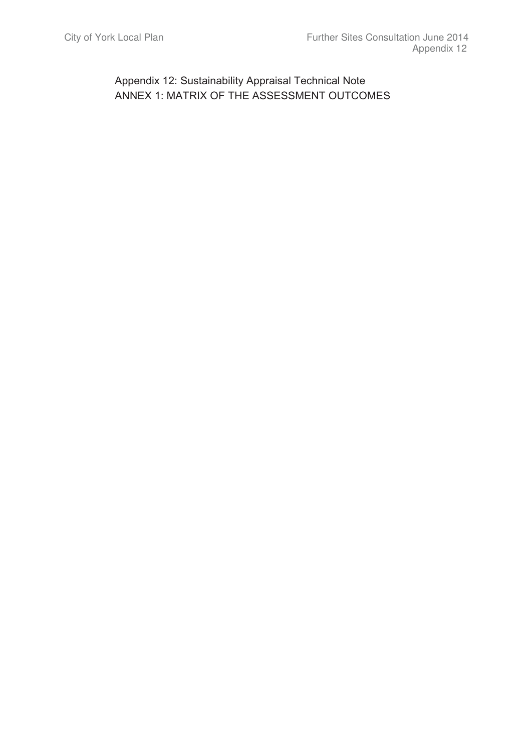Appendix 12: Sustainability Appraisal Technical Note

ANNEX 1: MATRIX OF THE ASSESSMENT OUTCOMES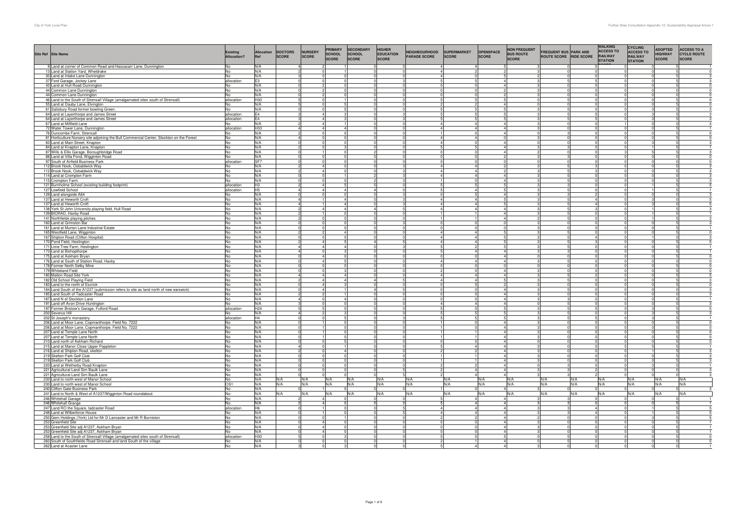| Site Ref | Site Name | Existing Allocation? | Allocation Ref | DOCTORS SCORE | NURSERY SCORE | PRIMARY SCHOOL SCORE | SECONDARY SCHOOL SCORE | HIGHER EDUCATION SCORE | NEIGHBOURHOOD PARADE SCORE | SUPERMARKET SCORE | OPENSPACE SCORE | NON FREQUENT BUS ROUTE SCORE | FREQUENT BUS ROUTE SCORE | PARK AND RIDE SCORE | WALKING ACCESS TO RAILWAY STATION | CYCLING ACCESS TO RAILWAY STATION | ADOPTED HIGHWAY SCORE | ACCESS TO A CYCLE ROUTE SCORE |
|---|---|---|---|---|---|---|---|---|---|---|---|---|---|---|---|---|---|---|
| 9 | Land at corner of Common Road and Hassacarr Lane, Dunnington | No | N/A | 4 | 2 | 1 | 0 | 0 | 4 | 4 | 5 | 3 | 0 | 0 | 0 | 0 | 5 | 1 |
| 13 | Land at Station Yard, Wheldrake | No | N/A | 2 | 0 | 1 | 0 | 0 | 4 | 2 | 2 | 3 | 0 | 0 | 0 | 0 | 5 | 0 |
| 30 | Land at Intake Lane Dunnington | No | N/A | 3 | 0 | 0 | 0 | 0 | 4 | 0 | 5 | 2 | 0 | 0 | 0 | 0 | 5 | 3 |
| 37 | Ford Garage, Jockey Lane | allocation | E3 | 0 | 0 | 0 | 0 | 3 | 5 | 5 | 4 | 3 | 5 | 5 | 0 | 0 | 5 | 3 |
| 43 | Land at Hull Road Dunnington | No | N/A | 0 | 2 | 0 | 0 | 0 | 0 | 0 | 4 | 3 | 0 | 0 | 0 | 0 | 5 | 0 |
| 44 | Common Lane Dunnington | No | N/A | 0 | 2 | 0 | 0 | 0 | 0 | 0 | 2 | 3 | 0 | 0 | 0 | 0 | 5 | 0 |
| 44 | Common Lane Dunnington | No | N/A | 0 | 2 | 0 | 0 | 0 | 0 | 0 | 2 | 3 | 0 | 0 | 0 | 0 | 0 | 0 |
| 46 | Land to the South of Strensall Village (amalgamated sites south of Strensall) | allocation | H30 | 5 | 0 | 1 | 0 | 0 | 5 | 5 | 5 | 0 | 5 | 0 | 0 | 0 | 5 | 0 |
| 55 | Land at Dauby Lane, Elvington | No | N/A | 5 | 0 | 5 | 0 | 0 | 2 | 2 | 4 | 0 | 0 | 0 | 0 | 0 | 5 | 0 |
| 61 | Salisbury Road former bowling Green. | No | N/A | 0 | 0 | 5 | 0 | 0 | 5 | 5 | 5 | 3 | 5 | 0 | 0 | 3 | 5 | 3 |
| 64 | Land at Layerthorpe and James Street | allocation | E4 | 3 | 4 | 3 | 0 | 3 | 5 | 5 | 5 | 3 | 5 | 5 | 0 | 3 | 5 | 3 |
| 64 | Land at Layerthorpe and James Street | allocation | E4 | 3 | 4 | 3 | 0 | 3 | 5 | 5 | 5 | 3 | 5 | 5 | 0 | 3 | 5 | 3 |
| 67 | Land at Millfield Lane | No | N/A | 2 | 4 | 1 | 0 | 0 | 4 | 4 | 4 | 3 | 0 | 0 | 1 | 5 | 0 | 3 |
| 72 | Water Tower Lane, Dunnington | allocation | H33 | 4 | 4 | 4 | 0 | 0 | 4 | 4 | 4 | 3 | 0 | 0 | 0 | 0 | 5 | 1 |
| 76 | Duncombe Farm, Strensall | No | N/A | 2 | 0 | 0 | 0 | 0 | 1 | 0 | 4 | 0 | 3 | 0 | 0 | 0 | 5 | 0 |
| 81 | Horticulture Nursery site adjoining the Bull Commercial Center, Stockton on the Forest | No | N/A | 4 | 0 | 0 | 0 | 0 | 4 | 4 | 0 | 3 | 0 | 0 | 0 | 0 | 5 | 0 |
| 83 | Land at Main Street, Knapton | No | N/A | 0 | 0 | 0 | 0 | 0 | 4 | 0 | 4 | 0 | 0 | 0 | 0 | 0 | 5 | 3 |
| 84 | Land at Knapton Lane, Knapton | No | N/A | 2 | 0 | 3 | 0 | 0 | 5 | 5 | 4 | 3 | 3 | 0 | 0 | 1 | 5 | 1 |
| 87 | Wills & Ellis Garage, Boroughbridge Road | No | N/A | 0 | 1 | 0 | 2 | 0 | 0 | 0 | 4 | 2 | 0 | 0 | 3 | 5 | 5 | 3 |
| 88 | Land at Villa Pond, Wigginton Road | No | N/A | 0 | 0 | 0 | 0 | 0 | 0 | 0 | 2 | 3 | 3 | 0 | 0 | 0 | 0 | 0 |
| 97 | South of Airfield Business Park | allocation | SF7 | 0 | 0 | 0 | 0 | 0 | 0 | 0 | 0 | 0 | 0 | 0 | 0 | 0 | 0 | 0 |
| 112 | Brook Nook, Osbaldwick Way | No | N/A | 2 | 4 | 0 | 0 | 3 | 4 | 4 | 2 | 3 | 5 | 3 | 0 | 0 | 5 | 3 |
| 112 | Brook Nook, Osbaldwick Way | No | N/A | 2 | 4 | 0 | 0 | 3 | 4 | 4 | 2 | 3 | 5 | 3 | 0 | 0 | 5 | 3 |
| 114 | Land at Crompton Farm | No | N/A | 0 | 0 | 1 | 2 | 3 | 4 | 4 | 4 | 3 | 5 | 0 | 0 | 0 | 0 | 3 |
| 115 | Crompton Farm | No | N/A | 0 | 0 | 0 | 2 | 3 | 1 | 0 | 4 | 3 | 5 | 0 | 0 | 0 | 5 | 3 |
| 121 | Burnholme School (existing building footprint) | allocation | H3 | 2 | 4 | 5 | 5 | 0 | 5 | 5 | 5 | 3 | 5 | 0 | 0 | 3 | 5 | 5 |
| 127 | Lowfield School | allocation | H5 | 4 | 4 | 4 | 4 | 0 | 5 | 4 | 5 | 3 | 5 | 0 | 0 | 1 | 5 | 1 |
| 129 | Land alongside A64 | No | N/A | 0 | 0 | 0 | 0 | 3 | 0 | 5 | 4 | 3 | 3 | 2 | 0 | 0 | 0 | 3 |
| 137 | Land at Heworth Croft | No | N/A | 4 | 1 | 4 | 0 | 3 | 4 | 4 | 5 | 3 | 5 | 4 | 0 | 3 | 5 | 5 |
| 137 | Land at Heworth Croft | No | N/A | 4 | 1 | 4 | 0 | 3 | 4 | 4 | 5 | 3 | 5 | 4 | 0 | 3 | 0 | 5 |
| 138 | York St John University playing field, Hull Road | No | N/A | 2 | 4 | 4 | 4 | 5 | 4 | 4 | 4 | 3 | 5 | 3 | 0 | 1 | 5 | 3 |
| 139 | BIORAD, Haxby Road | No | N/A | 2 | 1 | 0 | 0 | 0 | 1 | 1 | 4 | 3 | 5 | 0 | 0 | 1 | 5 | 1 |
| 141 | Northfields playing pitches | No | N/A | 2 | 0 | 0 | 0 | 0 | 1 | 1 | 4 | 2 | 5 | 0 | 0 | 1 | 5 | 3 |
| 160 | Land at Grimston Bar | No | N/A | 0 | 0 | 0 | 0 | 3 | 0 | 0 | 0 | 3 | 0 | 0 | 0 | 0 | 5 | 3 |
| 161 | Land at Murton Lane Industrial Estate | No | N/A | 0 | 0 | 0 | 0 | 0 | 0 | 0 | 0 | 3 | 0 | 0 | 0 | 0 | 5 | 1 |
| 165 | Westfield Lane, Wigginton | No | N/A | 2 | 2 | 4 | 0 | 0 | 4 | 4 | 5 | 3 | 5 | 0 | 0 | 0 | 5 | 0 |
| 167 | Shipton Road (Clifton Hospital) | No | N/A | 0 | 0 | 0 | 0 | 0 | 4 | 4 | 5 | 3 | 5 | 4 | 0 | 1 | 0 | 3 |
| 170 | Pond Field, Heslington | No | N/A | 2 | 4 | 5 | 4 | 5 | 4 | 4 | 5 | 2 | 5 | 3 | 0 | 0 | 5 | 5 |
| 171 | Lime Tree Farm, Heslington | No | N/A | 4 | 4 | 4 | 0 | 3 | 5 | 2 | 5 | 3 | 5 | 0 | 0 | 0 | 5 | 1 |
| 173 | Land at Bishopthorpe | No | N/A | 4 | 0 | 3 | 0 | 0 | 5 | 4 | 4 | 3 | 3 | 0 | 0 | 0 | 5 | 1 |
| 175 | Land at Askham Bryan | No | N/A | 0 | 4 | 0 | 0 | 0 | 0 | 0 | 4 | 0 | 0 | 0 | 0 | 0 | 5 | 0 |
| 176 | Land at South of Station Road, Haxby | No | N/A | 0 | 4 | 5 | 0 | 0 | 4 | 4 | 4 | 3 | 5 | 0 | 0 | 0 | 0 | 0 |
| 178 | Former North Selby Mine | No | N/A | 0 | 0 | 0 | 0 | 0 | 0 | 0 | 0 | 0 | 0 | 0 | 0 | 0 | 5 | 0 |
| 179 | Whiteland Field | No | N/A | 0 | 0 | 3 | 0 | 0 | 2 | 0 | 4 | 3 | 0 | 0 | 0 | 0 | 5 | 0 |
| 180 | Malton Road Site York | No | N/A | 4 | 4 | 4 | 0 | 0 | 4 | 4 | 4 | 3 | 5 | 2 | 0 | 0 | 5 | 5 |
| 182 | Old School Playing Field | No | N/A | 2 | 4 | 4 | 4 | 5 | 4 | 4 | 5 | 3 | 5 | 0 | 0 | 0 | 5 | 3 |
| 183 | Land to the north of Escrick | No | N/A | 0 | 4 | 3 | 0 | 0 | 0 | 5 | 2 | 3 | 0 | 0 | 0 | 0 | 5 | 0 |
| 184 | Land South of the A1237 (submission refers to site as land north of new earswick) | No | N/A | 0 | 4 | 1 | 4 | 5 | 0 | 0 | 4 | 3 | 5 | 0 | 0 | 0 | 0 | 3 |
| 185 | Land South of Tadcaster Road | No | N/A | 2 | 2 | 1 | 0 | 0 | 0 | 0 | 4 | 3 | 0 | 0 | 0 | 0 | 0 | 3 |
| 187 | Land N of Stockton Lane | No | N/A | 4 | 0 | 4 | 0 | 0 | 0 | 0 | 4 | 3 | 3 | 0 | 0 | 0 | 5 | 1 |
| 191 | Land off Avon Drive Huntington | No | N/A | 3 | 0 | 0 | 0 | 0 | 4 | 4 | 4 | 0 | 5 | 0 | 0 | 0 | 5 | 3 |
| 197 | Former Bristow's Garage, Fulford Road | allocation | H24 | 5 | 5 | 0 | 0 | 0 | 5 | 5 | 5 | 3 | 5 | 5 | 0 | 3 | 5 | 5 |
| 200 | Severus Hill | No | N/A | 4 | 2 | 3 | 0 | 0 | 5 | 5 | 5 | 3 | 5 | 0 | 0 | 3 | 5 | 3 |
| 202 | St Joseph's monastery | allocation | H4 | 0 | 0 | 5 | 0 | 3 | 5 | 5 | 5 | 3 | 5 | 0 | 0 | 3 | 5 | 1 |
| 206 | Land at Moor Lane, Copmanthorpe. Field No. 7222 | No | N/A | 0 | 1 | 0 | 0 | 0 | 1 | 0 | 4 | 3 | 0 | 0 | 0 | 0 | 5 | 0 |
| 206 | Land at Moor Lane, Copmanthorpe. Field No. 7222 | No | N/A | 0 | 1 | 0 | 0 | 0 | 1 | 0 | 4 | 3 | 0 | 0 | 0 | 0 | 5 | 0 |
| 207 | Land at Temple Lane North | No | N/A | 0 | 1 | 0 | 0 | 0 | 1 | 1 | 4 | 3 | 0 | 0 | 0 | 0 | 5 | 0 |
| 207 | Land at Temple Lane North | No | N/A | 0 | 1 | 0 | 0 | 0 | 1 | 1 | 4 | 3 | 0 | 0 | 0 | 0 | 5 | 0 |
| 210 | Land north of Askham Richard | No | N/A | 0 | 0 | 5 | 0 | 0 | 0 | 0 | 4 | 3 | 0 | 0 | 0 | 0 | 5 | 0 |
| 215 | Land at Manor Close Upper Poppleton | No | N/A | 4 | 0 | 1 | 0 | 0 | 5 | 4 | 4 | 3 | 0 | 0 | 5 | 5 | 5 | 1 |
| 216 | Land at Shipton Road, skelton | No | N/A | 2 | 0 | 4 | 0 | 0 | 2 | 2 | 4 | 3 | 0 | 0 | 0 | 1 | 5 | 3 |
| 219 | Skelton Park Golf Club | No | N/A | 0 | 0 | 0 | 0 | 0 | 1 | 1 | 4 | 3 | 0 | 0 | 0 | 0 | 5 | 3 |
| 219 | Skelton Park Golf Club | No | N/A | 0 | 0 | 0 | 0 | 0 | 1 | 1 | 4 | 3 | 0 | 0 | 0 | 0 | 5 | 3 |
| 220 | Land at Wetherby Road Knapton | No | N/A | 0 | 0 | 0 | 0 | 0 | 2 | 2 | 4 | 0 | 3 | 0 | 0 | 3 | 5 | 1 |
| 221 | Agricultural Land Sim Baulk Lane | No | N/A | 0 | 0 | 0 | 0 | 5 | 2 | 4 | 4 | 3 | 3 | 2 | 0 | 0 | 0 | 3 |
| 221 | Agricultural Land Sim Baulk Lane | No | N/A | 0 | 0 | 0 | 0 | 5 | 2 | 4 | 4 | 3 | 3 | 2 | 0 | 0 | 0 | 3 |
| 230 | Land to north west of Manor School | No | N/A | N/A | N/A | N/A | N/A | N/A | N/A | N/A | N/A | N/A | N/A | N/A | N/A | N/A | N/A | N/A |
| 230 | Land to north west of Manor School | OS1 | N/A | N/A | N/A | N/A | N/A | N/A | N/A | N/A | N/A | N/A | N/A | N/A | N/A | N/A | N/A | N/A |
| 240 | Clifton Gate Business Park | No | N/A | 0 | 1 | 0 | 0 | 0 | 1 | 0 | 4 | 3 | 0 | 0 | 0 | 0 | 5 | 3 |
| 241 | Land to North & West of A1237/Wigginton Road roundabout | No | N/A | N/A | N/A | N/A | N/A | N/A | N/A | N/A | N/A | N/A | N/A | N/A | N/A | N/A | N/A | N/A |
| 246 | Whitehall Garage | No | N/A | 2 | 4 | 0 | 0 | 0 | 5 | 4 | 4 | 3 | 3 | 0 | 0 | 0 | 5 | 1 |
| 246 | Whitehall Grange | No | N/A | 2 | 4 | 0 | 0 | 0 | 5 | 4 | 4 | 3 | 3 | 0 | 0 | 0 | 5 | 1 |
| 247 | Land RO the Square, tadcaster Road | allocation | H6 | 0 | 1 | 0 | 0 | 5 | 4 | 4 | 4 | 3 | 3 | 4 | 0 | 1 | 5 | 5 |
| 248 | Land at Wilberforce House | No | N/A | 0 | 1 | 0 | 0 | 5 | 4 | 4 | 4 | 3 | 3 | 4 | 0 | 1 | 5 | 5 |
| 250 | Gem Holdings (York) Ltd for Mr D Lancaster and Mr R Burniston | No | N/A | 0 | 0 | 1 | 0 | 0 | 2 | 2 | 4 | 2 | 0 | 0 | 0 | 3 | 5 | 5 |
| 253 | Greenfield Site | No | N/A | 0 | 4 | 0 | 0 | 0 | 0 | 0 | 4 | 3 | 0 | 0 | 0 | 0 | 5 | 1 |
| 253 | Greenfield Site adj A1237, Askham Bryan | No | N/A | 0 | 4 | 0 | 0 | 0 | 0 | 0 | 4 | 3 | 0 | 0 | 0 | 0 | 5 | 1 |
| 253 | Greenfield Site adj A1237, Askham Bryan | No | N/A | 0 | 4 | 0 | 0 | 0 | 0 | 0 | 4 | 3 | 0 | 0 | 0 | 0 | 5 | 1 |
| 258 | Land to the South of Strensall Village (amalgamated sites south of Strensall) | allocation | H30 | 5 | 0 | 3 | 0 | 0 | 5 | 5 | 5 | 0 | 5 | 0 | 0 | 0 | 5 | 0 |
| 260 | South of Southfields Road Strensall and land South of the village | No | N/A | 0 | 0 | 0 | 0 | 0 | 2 | 1 | 4 | 0 | 5 | 0 | 0 | 0 | 5 | 0 |
| 262 | Land at Acaster Lane | No | N/A | 3 | 0 | 3 | 0 | 0 | 5 | 4 | 4 | 3 | 0 | 0 | 0 | 0 | 0 | 1 |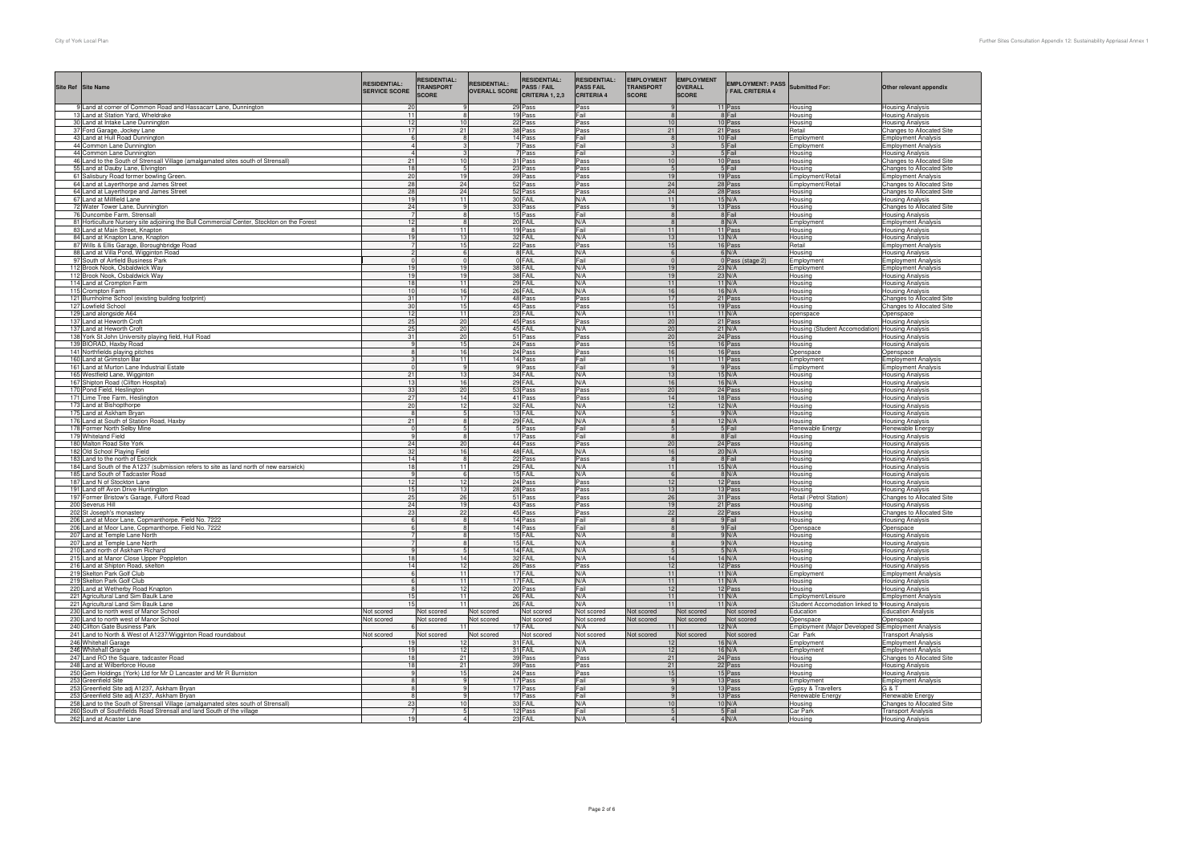| Site Ref | Site Name | RESIDENTIAL: SERVICE SCORE | RESIDENTIAL: TRANSPORT SCORE | RESIDENTIAL: OVERALL SCORE | RESIDENTIAL: PASS / FAIL CRITERIA 1, 2,3 | RESIDENTIAL: PASS FAIL CRITERIA 4 | EMPLOYMENT TRANSPORT SCORE | EMPLOYMENT OVERALL SCORE | EMPLOYMENT: PASS / FAIL CRITERIA 4 | Submitted For: | Other relevant appendix |
|---|---|---|---|---|---|---|---|---|---|---|---|
| 9 | Land at corner of Common Road and Hassacarr Lane, Dunnington | 20 | 9 | 29 | Pass | Pass | 9 | 11 | Pass | Housing | Housing Analysis |
| 13 | Land at Station Yard, Wheldrake | 11 | 8 | 19 | Pass | Fail | 8 | 8 | Fail | Housing | Housing Analysis |
| 30 | Land at Intake Lane Dunnington | 12 | 10 | 22 | Pass | Pass | 10 | 10 | Pass | Housing | Housing Analysis |
| 37 | Ford Garage, Jockey Lane | 17 | 21 | 38 | Pass | Pass | 21 | 21 | Pass | Retail | Changes to Allocated Site |
| 43 | Land at Hull Road Dunnington | 6 | 8 | 14 | Pass | Fail | 8 | 10 | Fail | Employment | Employment Analysis |
| 44 | Common Lane Dunnington | 4 | 3 | 7 | Pass | Fail | 3 | 5 | Fail | Employment | Employment Analysis |
| 44 | Common Lane Dunnington | 4 | 3 | 7 | Pass | Fail | 3 | 5 | Fail | Housing | Housing Analysis |
| 46 | Land to the South of Strensall Village (amalgamated sites south of Strensall) | 21 | 10 | 31 | Pass | Pass | 10 | 10 | Pass | Housing | Changes to Allocated Site |
| 55 | Land at Dauby Lane, Elvington | 18 | 5 | 23 | Pass | Pass | 5 | 5 | Fail | Housing | Changes to Allocated Site |
| 61 | Salisbury Road former bowling Green. | 20 | 19 | 39 | Pass | Pass | 19 | 19 | Pass | Employment/Retail | Employment Analysis |
| 64 | Land at Layerthorpe and James Street | 28 | 24 | 52 | Pass | Pass | 24 | 28 | Pass | Employment/Retail | Changes to Allocated Site |
| 64 | Land at Layerthorpe and James Street | 28 | 24 | 52 | Pass | Pass | 24 | 28 | Pass | Housing | Changes to Allocated Site |
| 67 | Land at Millfield Lane | 19 | 11 | 30 | FAIL | N/A | 11 | 15 | N/A | Housing | Housing Analysis |
| 72 | Water Tower Lane, Dunnington | 24 | 9 | 33 | Pass | Pass | 9 | 13 | Pass | Housing | Changes to Allocated Site |
| 76 | Duncombe Farm, Strensall | 7 | 8 | 15 | Pass | Fail | 8 | 8 | Fail | Housing | Housing Analysis |
| 81 | Horticulture Nursery site adjoining the Bull Commercial Center, Stockton on the Forest | 12 | 8 | 20 | FAIL | N/A | 8 | 8 | N/A | Employment | Employment Analysis |
| 83 | Land at Main Street, Knapton | 8 | 11 | 19 | Pass | Fail | 11 | 11 | Pass | Housing | Housing Analysis |
| 84 | Land at Knapton Lane, Knapton | 19 | 13 | 32 | FAIL | N/A | 13 | 13 | N/A | Housing | Housing Analysis |
| 87 | Wills & Ellis Garage, Boroughbridge Road | 7 | 15 | 22 | Pass | Pass | 15 | 16 | Pass | Retail | Employment Analysis |
| 88 | Land at Villa Pond, Wigginton Road | 2 | 6 | 8 | FAIL | N/A | 6 | 6 | N/A | Housing | Housing Analysis |
| 97 | South of Airfield Business Park | 0 | 0 | 0 | FAIL | Fail | 0 | 0 | Pass (stage 2) | Employment | Employment Analysis |
| 112 | Brook Nook, Osbaldwick Way | 19 | 19 | 38 | FAIL | N/A | 19 | 23 | N/A | Employment | Employment Analysis |
| 112 | Brook Nook, Osbaldwick Way | 19 | 19 | 38 | FAIL | N/A | 19 | 23 | N/A | Housing | Housing Analysis |
| 114 | Land at Crompton Farm | 18 | 11 | 29 | FAIL | N/A | 11 | 11 | N/A | Housing | Housing Analysis |
| 115 | Crompton Farm | 10 | 16 | 26 | FAIL | N/A | 16 | 16 | N/A | Housing | Housing Analysis |
| 121 | Burnholme School (existing building footprint) | 31 | 17 | 48 | Pass | Pass | 17 | 21 | Pass | Housing | Changes to Allocated Site |
| 127 | Lowfield School | 30 | 15 | 45 | Pass | Pass | 15 | 19 | Pass | Housing | Changes to Allocated Site |
| 129 | Land alongside A64 | 12 | 11 | 23 | FAIL | N/A | 11 | 11 | N/A | openspace | Openspace |
| 137 | Land at Heworth Croft | 25 | 20 | 45 | Pass | Pass | 20 | 21 | Pass | Housing | Housing Analysis |
| 137 | Land at Heworth Croft | 25 | 20 | 45 | FAIL | N/A | 20 | 21 | N/A | Housing (Student Accomodation) | Housing Analysis |
| 138 | York St John University playing field, Hull Road | 31 | 20 | 51 | Pass | Pass | 20 | 24 | Pass | Housing | Housing Analysis |
| 139 | BIORAD, Haxby Road | 9 | 15 | 24 | Pass | Pass | 15 | 16 | Pass | Housing | Housing Analysis |
| 141 | Northfields playing pitches | 8 | 16 | 24 | Pass | Pass | 16 | 16 | Pass | Openspace | Openspace |
| 160 | Land at Grimston Bar | 3 | 11 | 14 | Pass | Fail | 11 | 11 | Pass | Employment | Employment Analysis |
| 161 | Land at Murton Lane Industrial Estate | 0 | 9 | 9 | Pass | Fail | 9 | 9 | Pass | Employment | Employment Analysis |
| 165 | Westfield Lane, Wigginton | 21 | 13 | 34 | FAIL | N/A | 13 | 15 | N/A | Housing | Housing Analysis |
| 167 | Shipton Road (Clifton Hospital) | 13 | 16 | 29 | FAIL | N/A | 16 | 16 | N/A | Housing | Housing Analysis |
| 170 | Pond Field, Heslington | 33 | 20 | 53 | Pass | Pass | 20 | 24 | Pass | Housing | Housing Analysis |
| 171 | Lime Tree Farm, Heslington | 27 | 14 | 41 | Pass | Pass | 14 | 18 | Pass | Housing | Housing Analysis |
| 173 | Land at Bishopthorpe | 20 | 12 | 32 | FAIL | N/A | 12 | 12 | N/A | Housing | Housing Analysis |
| 175 | Land at Askham Bryan | 8 | 5 | 13 | FAIL | N/A | 5 | 9 | N/A | Housing | Housing Analysis |
| 176 | Land at South of Station Road, Haxby | 21 | 8 | 29 | FAIL | N/A | 8 | 12 | N/A | Housing | Housing Analysis |
| 178 | Former North Selby Mine | 0 | 5 | 5 | Pass | Fail | 5 | 5 | Fail | Renewable Energy | Renewable Energy |
| 179 | Whiteland Field | 9 | 8 | 17 | Pass | Fail | 8 | 8 | Fail | Housing | Housing Analysis |
| 180 | Malton Road Site York | 24 | 20 | 44 | Pass | Pass | 20 | 24 | Pass | Housing | Housing Analysis |
| 182 | Old School Playing Field | 32 | 16 | 48 | FAIL | N/A | 16 | 20 | N/A | Housing | Housing Analysis |
| 183 | Land to the north of Escrick | 14 | 8 | 22 | Pass | Pass | 8 | 8 | Fail | Housing | Housing Analysis |
| 184 | Land South of the A1237 (submission refers to site as land north of new earswick) | 18 | 11 | 29 | FAIL | N/A | 11 | 15 | N/A | Housing | Housing Analysis |
| 185 | Land South of Tadcaster Road | 9 | 6 | 15 | FAIL | N/A | 6 | 8 | N/A | Housing | Housing Analysis |
| 187 | Land N of Stockton Lane | 12 | 12 | 24 | Pass | Pass | 12 | 12 | Pass | Housing | Housing Analysis |
| 191 | Land off Avon Drive Huntington | 15 | 13 | 28 | Pass | Pass | 13 | 13 | Pass | Housing | Housing Analysis |
| 197 | Former Bristow's Garage, Fulford Road | 25 | 26 | 51 | Pass | Pass | 26 | 31 | Pass | Retail (Petrol Station) | Changes to Allocated Site |
| 200 | Severus Hill | 24 | 19 | 43 | Pass | Pass | 19 | 21 | Pass | Housing | Housing Analysis |
| 202 | St Joseph's monastery | 23 | 22 | 45 | Pass | Pass | 22 | 22 | Pass | Housing | Changes to Allocated Site |
| 206 | Land at Moor Lane, Copmanthorpe. Field No. 7222 | 6 | 8 | 14 | Pass | Fail | 8 | 9 | Fail | Housing | Housing Analysis |
| 206 | Land at Moor Lane, Copmanthorpe. Field No. 7222 | 6 | 8 | 14 | Pass | Fail | 8 | 9 | Fail | Openspace | Openspace |
| 207 | Land at Temple Lane North | 7 | 8 | 15 | FAIL | N/A | 8 | 9 | N/A | Housing | Housing Analysis |
| 207 | Land at Temple Lane North | 7 | 8 | 15 | FAIL | N/A | 8 | 9 | N/A | Housing | Housing Analysis |
| 210 | Land north of Askham Richard | 9 | 5 | 14 | FAIL | N/A | 5 | 5 | N/A | Housing | Housing Analysis |
| 215 | Land at Manor Close Upper Poppleton | 18 | 14 | 32 | FAIL | N/A | 14 | 14 | N/A | Housing | Housing Analysis |
| 216 | Land at Shipton Road, skelton | 14 | 12 | 26 | Pass | Pass | 12 | 12 | Pass | Housing | Housing Analysis |
| 219 | Skelton Park Golf Club | 6 | 11 | 17 | FAIL | N/A | 11 | 11 | N/A | Employment | Employment Analysis |
| 219 | Skelton Park Golf Club | 6 | 11 | 17 | FAIL | N/A | 11 | 11 | N/A | Housing | Housing Analysis |
| 220 | Land at Wetherby Road Knapton | 8 | 12 | 20 | Pass | Fail | 12 | 12 | Pass | Housing | Housing Analysis |
| 221 | Agricultural Land Sim Baulk Lane | 15 | 11 | 26 | FAIL | N/A | 11 | 11 | N/A | Employment/Leisure | Employment Analysis |
| 221 | Agricultural Land Sim Baulk Lane | 15 | 11 | 26 | FAIL | N/A | 11 | 11 | N/A | (Student Accomodation linked to | Housing Analysis |
| 230 | Land to north west of Manor School | Not scored | Not scored | Not scored | Not scored | Not scored | Not scored | Not scored | Not scored | Education | Education Analysis |
| 230 | Land to north west of Manor School | Not scored | Not scored | Not scored | Not scored | Not scored | Not scored | Not scored | Not scored | Openspace | Openspace |
| 240 | Clifton Gate Business Park | 6 | 11 | 17 | FAIL | N/A | 11 | 12 | N/A | Employment (Major Developed S | Employment Analysis |
| 241 | Land to North & West of A1237/Wigginton Road roundabout | Not scored | Not scored | Not scored | Not scored | Not scored | Not scored | Not scored | Not scored | Car Park | Transport Analysis |
| 246 | Whitehall Garage | 19 | 12 | 31 | FAIL | N/A | 12 | 16 | N/A | Employment | Employment Analysis |
| 246 | Whitehall Grange | 19 | 12 | 31 | FAIL | N/A | 12 | 16 | N/A | Employment | Employment Analysis |
| 247 | Land RO the Square, tadcaster Road | 18 | 21 | 39 | Pass | Pass | 21 | 24 | Pass | Housing | Changes to Allocated Site |
| 248 | Land at Wilberforce House | 18 | 21 | 39 | Pass | Pass | 21 | 22 | Pass | Housing | Housing Analysis |
| 250 | Gem Holdings (York) Ltd for Mr D Lancaster and Mr R Burniston | 9 | 15 | 24 | Pass | Pass | 15 | 15 | Pass | Housing | Housing Analysis |
| 253 | Greenfield Site | 8 | 9 | 17 | Pass | Fail | 9 | 13 | Pass | Employment | Employment Analysis |
| 253 | Greenfield Site adj A1237, Askham Bryan | 8 | 9 | 17 | Pass | Fail | 9 | 13 | Pass | Gypsy & Travellers | G & T |
| 253 | Greenfield Site adj A1237, Askham Bryan | 8 | 9 | 17 | Pass | Fail | 9 | 13 | Pass | Renewable Energy | Renewable Energy |
| 258 | Land to the South of Strensall Village (amalgamated sites south of Strensall) | 23 | 10 | 33 | FAIL | N/A | 10 | 10 | N/A | Housing | Changes to Allocated Site |
| 260 | South of Southfields Road Strensall and land South of the village | 7 | 5 | 12 | Pass | Fail | 5 | 5 | Fail | Car Park | Transport Analysis |
| 262 | Land at Acaster Lane | 19 | 4 | 23 | FAIL | N/A | 4 | 4 | N/A | Housing | Housing Analysis |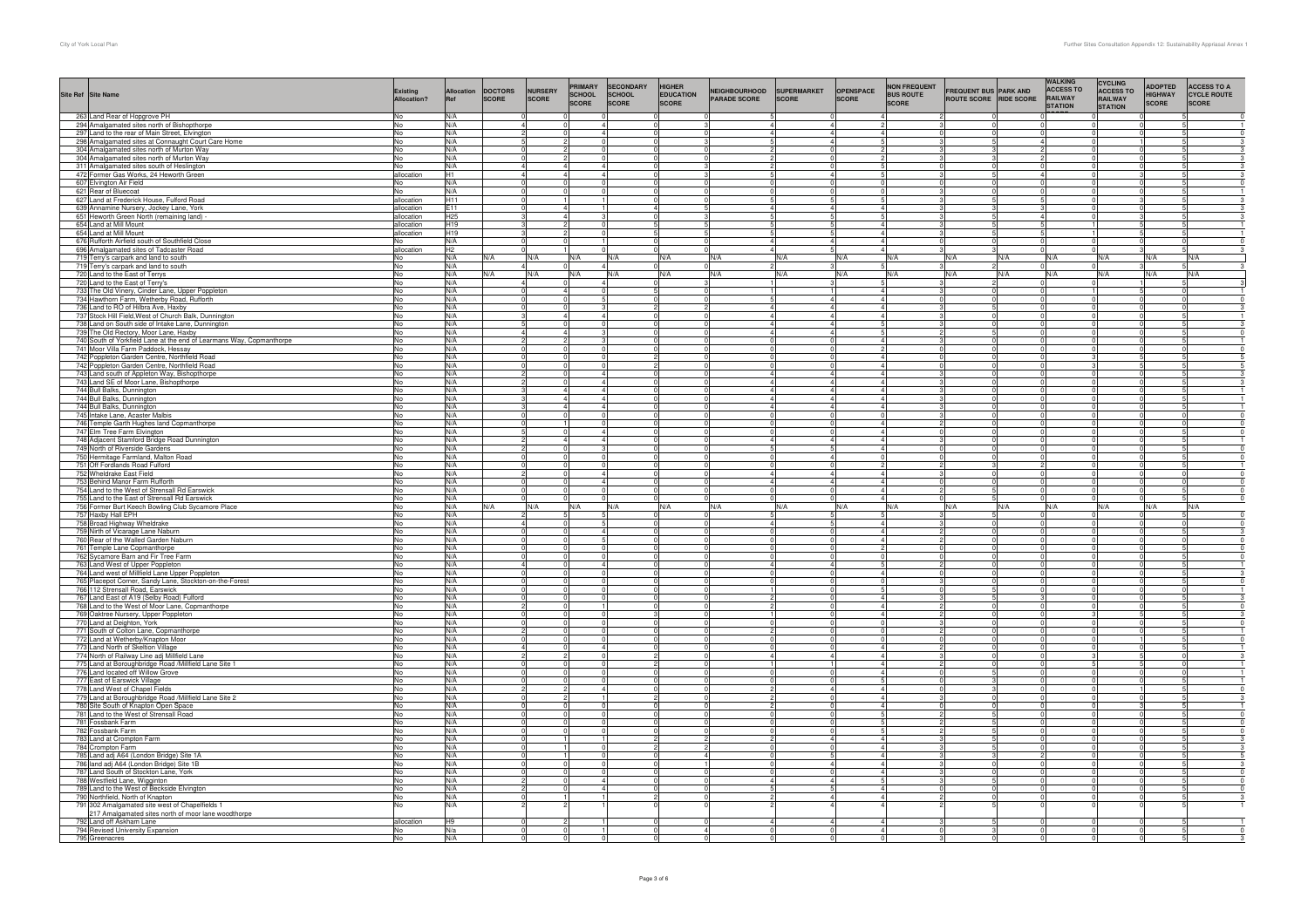| Site Ref | Site Name | Existing Allocation? | Allocation Ref | DOCTORS SCORE | NURSERY SCORE | PRIMARY SCHOOL SCORE | SECONDARY SCHOOL SCORE | HIGHER EDUCATION SCORE | NEIGHBOURHOOD PARADE SCORE | SUPERMARKET SCORE | OPENSPACE SCORE | NON FREQUENT BUS ROUTE SCORE | FREQUENT BUS ROUTE SCORE | PARK AND RIDE SCORE | WALKING ACCESS TO RAILWAY STATION | CYCLING ACCESS TO RAILWAY STATION | ADOPTED HIGHWAY SCORE | ACCESS TO A CYCLE ROUTE SCORE |
|---|---|---|---|---|---|---|---|---|---|---|---|---|---|---|---|---|---|---|
| 263 | Land Rear of Hopgrove PH | No | N/A | 0 | 0 | 0 | 0 | 0 | 5 | 0 | 4 | 2 | 0 | 0 | 0 | 0 | 5 | 0 |
| 294 | Amalgamated sites north of Bishopthorpe | No | N/A | 4 | 0 | 4 | 0 | 3 | 4 | 4 | 2 | 3 | 0 | 0 | 0 | 0 | 5 | 1 |
| 297 | Land to the rear of Main Street, Elvington | No | N/A | 2 | 0 | 4 | 0 | 0 | 4 | 4 | 4 | 0 | 0 | 0 | 0 | 0 | 5 | 0 |
| 298 | Amalgamated sites at Connaught Court Care Home | No | N/A | 5 | 2 | 0 | 0 | 3 | 5 | 4 | 5 | 3 | 5 | 4 | 0 | 1 | 5 | 3 |
| 304 | Amalgamated sites north of Murton Way | No | N/A | 0 | 2 | 0 | 0 | 0 | 2 | 0 | 2 | 3 | 3 | 2 | 0 | 0 | 5 | 3 |
| 304 | Amalgamated sites north of Murton Way | No | N/A | 0 | 2 | 0 | 0 | 0 | 2 | 0 | 2 | 3 | 3 | 2 | 0 | 0 | 5 | 3 |
| 311 | Amalgamated sites south of Heslington | No | N/A | 4 | 4 | 4 | 0 | 3 | 2 | 0 | 5 | 0 | 0 | 0 | 0 | 0 | 5 | 3 |
| 472 | Former Gas Works, 24 Heworth Green | allocation | H1 | 4 | 4 | 4 | 0 | 3 | 5 | 4 | 5 | 3 | 5 | 4 | 0 | 3 | 5 | 3 |
| 607 | Elvington Air Field | No | N/A | 0 | 0 | 0 | 0 | 0 | 0 | 0 | 0 | 0 | 0 | 0 | 0 | 0 | 5 | 0 |
| 621 | Rear of Bluecoat | No | N/A | 0 | 0 | 0 | 0 | 0 | 0 | 0 | 0 | 3 | 0 | 0 | 0 | 0 | 5 | 1 |
| 627 | Land at Frederick House, Fulford Road | allocation | H11 | 0 | 1 | 1 | 0 | 0 | 5 | 5 | 5 | 3 | 5 | 0 | 0 | 3 | 5 | 3 |
| 639 | Annamine Nursery, Jockey Lane, York | allocation | E11 | 0 | 4 | 1 | 4 | 5 | 4 | 4 | 4 | 3 | 3 | 3 | 0 | 0 | 5 | 3 |
| 651 | Heworth Green North (remaining land) - | allocation | H25 | 3 | 4 | 3 | 0 | 3 | 5 | 5 | 5 | 3 | 5 | 4 | 0 | 3 | 5 | 3 |
| 654 | Land at Mill Mount | allocation | H19 | 3 | 2 | 0 | 5 | 5 | 5 | 5 | 4 | 3 | 5 | 5 | 1 | 5 | 5 | 1 |
| 654 | Land at Mill Mount | allocation | H19 | 3 | 2 | 0 | 5 | 5 | 5 | 5 | 4 | 3 | 5 | 5 | 1 | 5 | 5 | 1 |
| 676 | Rufforth Airfield south of Southfield Close | No | N/A | 0 | 0 | 1 | 0 | 0 | 4 | 4 | 4 | 0 | 0 | 0 | 0 | 0 | 0 | 0 |
| 696 | Amalgamated sites of Tadcaster Road | allocation | H2 | 0 | 1 | 0 | 0 | 0 | 4 | 5 | 4 | 3 | 3 | 0 | 0 | 3 | 5 | 3 |
| 719 | Terry's carpark and land to south | No | N/A | N/A | N/A | N/A | N/A | N/A | N/A | N/A | N/A | N/A | N/A | N/A | N/A | N/A | N/A | N/A |
| 719 | Terry's carpark and land to south | No | N/A | 4 | 0 | 4 | 0 | 0 | 2 | 3 | 5 | 3 | 2 | 0 | 0 | 3 | 5 | 3 |
| 720 | Land to the East of Terrys | No | N/A | N/A | N/A | N/A | N/A | N/A | N/A | N/A | N/A | N/A | N/A | N/A | N/A | N/A | N/A | N/A |
| 720 | Land to the East of Terry's | No | N/A | 4 | 0 | 4 | 0 | 3 | 1 | 3 | 5 | 3 | 2 | 0 | 0 | 1 | 5 | 3 |
| 733 | The Old Vinery, Cinder Lane, Upper Poppleton | No | N/A | 0 | 4 | 0 | 5 | 0 | 1 | 1 | 4 | 3 | 0 | 0 | 1 | 5 | 0 | 1 |
| 734 | Hawthorn Farm, Wetherby Road, Rufforth | No | N/A | 0 | 0 | 5 | 0 | 0 | 5 | 4 | 4 | 0 | 0 | 0 | 0 | 0 | 0 | 0 |
| 736 | Land to RO of Hilbra Ave, Haxby | No | N/A | 0 | 0 | 3 | 2 | 2 | 4 | 4 | 4 | 3 | 5 | 0 | 0 | 0 | 0 | 3 |
| 737 | Stock Hill Field,West of Church Balk, Dunnington | No | N/A | 3 | 4 | 4 | 0 | 0 | 4 | 4 | 4 | 3 | 0 | 0 | 0 | 0 | 5 | 1 |
| 738 | Land on South side of Intake Lane, Dunnington | No | N/A | 5 | 0 | 0 | 0 | 0 | 4 | 4 | 5 | 3 | 0 | 0 | 0 | 0 | 5 | 3 |
| 739 | The Old Rectory, Moor Lane, Haxby | No | N/A | 4 | 4 | 3 | 0 | 0 | 4 | 4 | 5 | 2 | 5 | 0 | 0 | 0 | 5 | 0 |
| 740 | South of Yorkfield Lane at the end of Learmans Way, Copmanthorpe | No | N/A | 2 | 2 | 3 | 0 | 0 | 0 | 0 | 4 | 3 | 0 | 0 | 0 | 0 | 5 | 1 |
| 741 | Moor Villa Farm Paddock, Hessay | No | N/A | 0 | 0 | 0 | 0 | 0 | 0 | 0 | 2 | 0 | 0 | 0 | 0 | 0 | 0 | 0 |
| 742 | Poppleton Garden Centre, Northfield Road | No | N/A | 0 | 0 | 0 | 2 | 0 | 0 | 0 | 4 | 0 | 0 | 0 | 3 | 5 | 5 | 5 |
| 742 | Poppleton Garden Centre, Northfield Road | No | N/A | 0 | 0 | 0 | 2 | 0 | 0 | 0 | 4 | 0 | 0 | 0 | 3 | 5 | 5 | 5 |
| 743 | Land south of Appleton Way, Bishopthorpe | No | N/A | 2 | 0 | 4 | 0 | 0 | 4 | 4 | 4 | 3 | 0 | 0 | 0 | 0 | 5 | 3 |
| 743 | Land SE of Moor Lane, Bishopthorpe | No | N/A | 2 | 0 | 4 | 0 | 0 | 4 | 4 | 4 | 3 | 0 | 0 | 0 | 0 | 5 | 3 |
| 744 | Bull Balks, Dunnington | No | N/A | 3 | 4 | 4 | 0 | 0 | 4 | 4 | 4 | 3 | 0 | 0 | 0 | 0 | 5 | 1 |
| 744 | Bull Balks, Dunnington | No | N/A | 3 | 4 | 4 | 0 | 0 | 4 | 4 | 4 | 3 | 0 | 0 | 0 | 0 | 5 | 1 |
| 744 | Bull Balks, Dunnington | No | N/A | 3 | 4 | 4 | 0 | 0 | 4 | 4 | 4 | 3 | 0 | 0 | 0 | 0 | 5 | 1 |
| 745 | Intake Lane, Acaster Malbis | No | N/A | 0 | 0 | 0 | 0 | 0 | 0 | 0 | 0 | 3 | 0 | 0 | 0 | 0 | 0 | 0 |
| 746 | Temple Garth Hughes land Copmanthorpe | No | N/A | 0 | 1 | 0 | 0 | 0 | 0 | 0 | 4 | 2 | 0 | 0 | 0 | 0 | 0 | 0 |
| 747 | Elm Tree Farm Elvington | No | N/A | 5 | 0 | 4 | 0 | 0 | 0 | 0 | 4 | 0 | 0 | 0 | 0 | 0 | 5 | 0 |
| 748 | Adjacent Stamford Bridge Road Dunnington | No | N/A | 2 | 4 | 4 | 0 | 0 | 4 | 4 | 4 | 3 | 0 | 0 | 0 | 0 | 5 | 1 |
| 749 | North of Riverside Gardens | No | N/A | 2 | 0 | 3 | 0 | 0 | 5 | 5 | 4 | 0 | 0 | 0 | 0 | 0 | 5 | 0 |
| 750 | Hermitage Farmland, Malton Road | No | N/A | 0 | 0 | 0 | 0 | 0 | 0 | 4 | 0 | 0 | 0 | 0 | 0 | 0 | 5 | 0 |
| 751 | Off Fordlands Road Fulford | No | N/A | 0 | 0 | 0 | 0 | 0 | 0 | 0 | 2 | 2 | 3 | 2 | 0 | 0 | 5 | 1 |
| 752 | Wheldrake East Field | No | N/A | 2 | 0 | 4 | 0 | 0 | 4 | 4 | 4 | 3 | 0 | 0 | 0 | 0 | 0 | 0 |
| 753 | Behind Manor Farm Rufforth | No | N/A | 0 | 0 | 4 | 0 | 0 | 4 | 4 | 4 | 0 | 0 | 0 | 0 | 0 | 0 | 0 |
| 754 | Land to the West of Strensall Rd Earswick | No | N/A | 0 | 0 | 0 | 0 | 0 | 0 | 0 | 4 | 2 | 5 | 0 | 0 | 0 | 5 | 0 |
| 755 | Land to the East of Strensall Rd Earswick | No | N/A | 0 | 0 | 0 | 0 | 0 | 0 | 0 | 4 | 0 | 5 | 0 | 0 | 0 | 5 | 0 |
| 756 | Former Burt Keech Bowling Club Sycamore Place | No | N/A | N/A | N/A | N/A | N/A | N/A | N/A | N/A | N/A | N/A | N/A | N/A | N/A | N/A | N/A | N/A |
| 757 | Haxby Hall EPH | No | N/A | 2 | 5 | 5 | 0 | 0 | 5 | 5 | 5 | 3 | 5 | 0 | 0 | 0 | 5 | 0 |
| 758 | Broad Highway Wheldrake | No | N/A | 4 | 0 | 5 | 0 | 0 | 4 | 5 | 4 | 3 | 0 | 0 | 0 | 0 | 0 | 0 |
| 759 | Nirth of Vicarage Lane Naburn | No | N/A | 0 | 0 | 4 | 0 | 0 | 0 | 0 | 4 | 2 | 0 | 0 | 0 | 0 | 5 | 3 |
| 760 | Rear of the Walled Garden Naburn | No | N/A | 0 | 0 | 5 | 0 | 0 | 0 | 0 | 4 | 2 | 0 | 0 | 0 | 0 | 0 | 0 |
| 761 | Temple Lane Copmanthorpe | No | N/A | 0 | 0 | 0 | 0 | 0 | 0 | 0 | 2 | 0 | 0 | 0 | 0 | 0 | 5 | 0 |
| 762 | Sycamore Barn and Fir Tree Farm | No | N/A | 0 | 0 | 0 | 0 | 0 | 0 | 0 | 0 | 0 | 0 | 0 | 0 | 0 | 5 | 0 |
| 763 | Land West of Upper Poppleton | No | N/A | 4 | 0 | 4 | 0 | 0 | 4 | 4 | 5 | 2 | 0 | 0 | 0 | 0 | 5 | 1 |
| 764 | Land west of Millfield Lane Upper Poppleton | No | N/A | 0 | 0 | 0 | 0 | 0 | 0 | 0 | 4 | 0 | 0 | 0 | 0 | 0 | 5 | 3 |
| 765 | Placepot Corner, Sandy Lane, Stockton-on-the-Forest | No | N/A | 0 | 0 | 0 | 0 | 0 | 0 | 0 | 0 | 3 | 0 | 0 | 0 | 0 | 5 | 0 |
| 766 | 112 Strensall Road, Earswick | No | N/A | 0 | 0 | 0 | 0 | 0 | 1 | 0 | 5 | 0 | 5 | 0 | 0 | 0 | 0 | 1 |
| 767 | Land East of A19 (Selby Road) Fulford | No | N/A | 0 | 0 | 0 | 0 | 0 | 2 | 0 | 4 | 3 | 5 | 3 | 0 | 0 | 5 | 3 |
| 768 | Land to the West of Moor Lane, Copmanthorpe | No | N/A | 2 | 0 | 1 | 0 | 0 | 2 | 0 | 4 | 2 | 0 | 0 | 0 | 0 | 5 | 0 |
| 769 | Oaktree Nursery, Upper Poppleton | No | N/A | 0 | 0 | 0 | 3 | 0 | 1 | 0 | 4 | 2 | 0 | 0 | 3 | 5 | 5 | 3 |
| 770 | Land at Deighton, York | No | N/A | 0 | 0 | 0 | 0 | 0 | 0 | 0 | 0 | 3 | 0 | 0 | 0 | 0 | 5 | 0 |
| 771 | South of Colton Lane, Copmanthorpe | No | N/A | 2 | 0 | 0 | 0 | 0 | 2 | 0 | 0 | 2 | 0 | 0 | 0 | 0 | 5 | 1 |
| 772 | Land at Wetherby/Knapton Moor | No | N/A | 0 | 0 | 0 | 0 | 0 | 0 | 0 | 0 | 0 | 0 | 0 | 0 | 1 | 5 | 0 |
| 773 | Land North of Skelton Village | No | N/A | 4 | 0 | 4 | 0 | 0 | 0 | 0 | 4 | 2 | 0 | 0 | 0 | 0 | 5 | 1 |
| 774 | North of Railway Line adj Millfield Lane | No | N/A | 2 | 2 | 0 | 2 | 0 | 4 | 4 | 4 | 3 | 0 | 0 | 3 | 5 | 0 | 3 |
| 775 | Land at Boroughbridge Road /Millfield Lane Site 1 | No | N/A | 0 | 0 | 0 | 2 | 0 | 1 | 1 | 4 | 2 | 0 | 0 | 5 | 5 | 0 | 1 |
| 776 | Land located off Willow Grove | No | N/A | 0 | 0 | 0 | 0 | 0 | 0 | 0 | 4 | 0 | 5 | 0 | 0 | 0 | 0 | 1 |
| 777 | East of Earswick Village | No | N/A | 0 | 0 | 0 | 0 | 0 | 0 | 0 | 5 | 0 | 3 | 0 | 0 | 0 | 5 | 1 |
| 778 | Land West of Chapel Fields | No | N/A | 2 | 2 | 4 | 0 | 0 | 2 | 4 | 4 | 0 | 3 | 0 | 0 | 1 | 5 | 0 |
| 779 | Land at Boroughbridge Road /Millfield Lane Site 2 | No | N/A | 0 | 2 | 1 | 2 | 0 | 2 | 0 | 4 | 3 | 0 | 0 | 0 | 0 | 5 | 3 |
| 780 | Site South of Knapton Open Space | No | N/A | 0 | 0 | 0 | 0 | 0 | 2 | 0 | 4 | 0 | 0 | 0 | 0 | 3 | 5 | 1 |
| 781 | Land to the West of Strensall Road | No | N/A | 0 | 0 | 0 | 0 | 0 | 0 | 0 | 5 | 2 | 5 | 0 | 0 | 0 | 5 | 0 |
| 781 | Fossbank Farm | No | N/A | 0 | 0 | 0 | 0 | 0 | 0 | 0 | 5 | 2 | 5 | 0 | 0 | 0 | 5 | 0 |
| 782 | Fossbank Farm | No | N/A | 0 | 0 | 0 | 0 | 0 | 0 | 0 | 5 | 2 | 5 | 0 | 0 | 0 | 5 | 0 |
| 783 | Land at Crompton Farm | No | N/A | 0 | 1 | 1 | 2 | 2 | 2 | 4 | 4 | 3 | 5 | 0 | 0 | 0 | 5 | 3 |
| 784 | Crompton Farm | No | N/A | 0 | 1 | 0 | 2 | 2 | 0 | 0 | 4 | 3 | 5 | 0 | 0 | 0 | 5 | 3 |
| 785 | Land adj A64 (London Bridge) Site 1A | No | N/A | 0 | 1 | 0 | 0 | 4 | 0 | 5 | 4 | 3 | 3 | 2 | 0 | 0 | 5 | 5 |
| 786 | land adj A64 (London Bridge) Site 1B | No | N/A | 0 | 0 | 0 | 0 | 1 | 0 | 4 | 4 | 3 | 0 | 0 | 0 | 0 | 5 | 3 |
| 787 | Land South of Stockton Lane, York | No | N/A | 0 | 0 | 0 | 0 | 0 | 0 | 0 | 4 | 3 | 0 | 0 | 0 | 0 | 5 | 0 |
| 788 | Westfield Lane, Wigginton | No | N/A | 2 | 0 | 4 | 0 | 0 | 4 | 4 | 5 | 3 | 5 | 0 | 0 | 0 | 5 | 0 |
| 789 | Land to the West of Beckside Elvington | No | N/A | 2 | 0 | 4 | 0 | 0 | 5 | 5 | 4 | 0 | 0 | 0 | 0 | 0 | 5 | 0 |
| 790 | Northfield, North of Knapton | No | N/A | 0 | 1 | 1 | 2 | 0 | 2 | 4 | 4 | 2 | 0 | 0 | 0 | 0 | 5 | 3 |
| 791 | 302 Amalgamated site west of Chapelfields 1<br>217 Amalgamated sites north of moor lane woodthorpe | No | N/A | 2 | 2 | 1 | 0 | 0 | 2 | 4 | 4 | 2 | 5 | 0 | 0 | 0 | 5 | 1 |
| 792 | Land off Askham Lane | allocation | H9 | 0 | 2 | 1 | 0 | 0 | 4 | 4 | 4 | 3 | 5 | 0 | 0 | 0 | 5 | 1 |
| 794 | Revised University Expansion | No | N/a | 0 | 0 | 1 | 0 | 4 | 0 | 0 | 4 | 0 | 3 | 0 | 0 | 0 | 5 | 0 |
| 795 | Greenacres | No | N/A | 0 | 0 | 0 | 0 | 0 | 0 | 0 | 0 | 3 | 0 | 0 | 0 | 0 | 5 | 3 |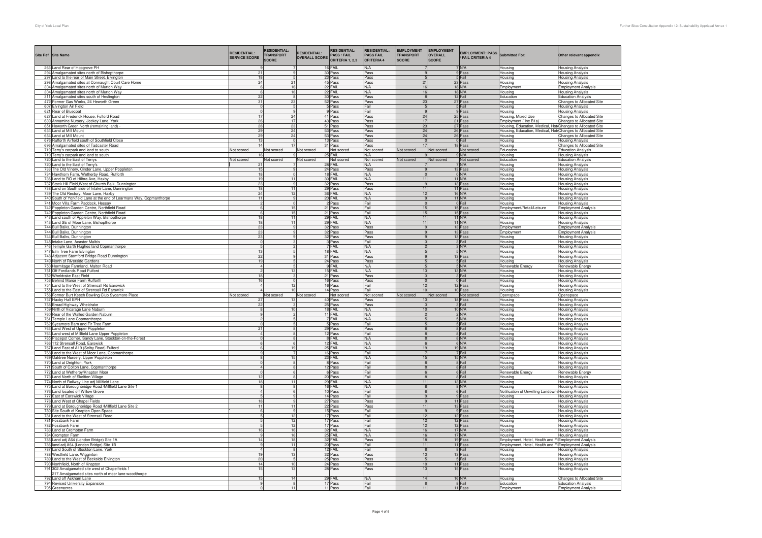| Site Ref | Site Name | RESIDENTIAL: SERVICE SCORE | RESIDENTIAL: TRANSPORT SCORE | RESIDENTIAL: OVERALL SCORE | RESIDENTIAL: PASS / FAIL CRITERIA 1, 2,3 | RESIDENTIAL: PASS FAIL CRITERIA 4 | EMPLOYMENT TRANSPORT SCORE | EMPLOYMENT OVERALL SCORE | EMPLOYMENT: PASS / FAIL CRITERIA 4 | Submitted For: | Other relevant appendix |
|---|---|---|---|---|---|---|---|---|---|---|---|
| 263 | Land Rear of Hopgrove PH | 9 | 7 | 16 | FAIL | N/A | 7 | 7 | N/A | Housing | Housing Analysis |
| 294 | Amalgamated sites north of Bishopthorpe | 21 | 9 | 30 | Pass | Pass | 9 | 9 | Pass | Housing | Housing Analysis |
| 297 | Land to the rear of Main Street, Elvington | 18 | 5 | 23 | Pass | Pass | 5 | 5 | Fail | Housing | Housing Analysis |
| 298 | Amalgamated sites at Connaught Court Care Home | 24 | 21 | 45 | Pass | Pass | 21 | 23 | Pass | Housing | Housing Analysis |
| 304 | Amalgamated sites north of Murton Way | 6 | 16 | 22 | FAIL | N/A | 16 | 18 | N/A | Employment | Employment Analysis |
| 304 | Amalgamated sites north of Murton Way | 6 | 16 | 22 | FAIL | N/A | 16 | 18 | N/A | Housing | Housing Analysis |
| 311 | Amalgamated sites south of Heslington | 22 | 8 | 30 | Pass | Pass | 8 | 12 | Fail | Education | Education Analysis |
| 472 | Former Gas Works, 24 Heworth Green | 31 | 23 | 52 | Pass | Pass | 23 | 27 | Pass | Housing | Changes to Allocated Site |
| 607 | Elvington Air Field | 0 | 5 | 5 | Pass | Fail | 5 | 5 | Fail | Housing | Housing Analysis |
| 621 | Rear of Bluecoat | 0 | 9 | 9 | Pass | Fail | 9 | 9 | Pass | Housing | Housing Analysis |
| 627 | Land at Frederick House, Fulford Road | 17 | 24 | 41 | Pass | Pass | 24 | 25 | Pass | Housing, Mixed Use | Changes to Allocated Site |
| 639 | Annamine Nursery, Jockey Lane, York | 26 | 17 | 43 | Pass | Pass | 17 | 21 | Pass | Employment ( Inc B1a) | Changes to Allocated Site |
| 651 | Heworth Green North (remaining land) - | 28 | 23 | 51 | Pass | Pass | 23 | 27 | Pass | Housing, Education, Medical, Hot | Changes to Allocated Site |
| 654 | Land at Mill Mount | 29 | 24 | 53 | Pass | Pass | 24 | 26 | Pass | Housing, Education, Medical, Hot | Changes to Allocated Site |
| 654 | Land at Mill Mount | 29 | 24 | 53 | Pass | Pass | 24 | 26 | Pass | Housing | Changes to Allocated Site |
| 676 | Rufforth Airfield south of Southfield Close | 13 | 0 | 13 | Pass | Pass | 0 | 0 | Fail | Housing | Housing Analysis |
| 696 | Amalgamated sites of Tadcaster Road | 14 | 17 | 31 | Pass | Pass | 17 | 18 | Pass | Housing | Changes to Allocated Site |
| 719 | Terry's carpark and land to south | Not scored | Not scored | Not scored | Not scored | Not scored | Not scored | Not scored | Not scored | Education | Education Analysis |
| 719 | Terry's carpark and land to south | 16 | 9 | 25 | FAIL | N/A | 9 | 9 | N/A | Housing | Housing Analysis |
| 720 | Land to the East of Terrys | Not scored | Not scored | Not scored | Not scored | Not scored | Not scored | Not scored | Not scored | Education | Education Analysis |
| 720 | Land to the East of Terry's | 21 | 7 | 28 | FAIL | N/A | 7 | 7 | N/A | Housing | Housing Analysis |
| 733 | The Old Vinery, Cinder Lane, Upper Poppleton | 15 | 9 | 24 | Pass | Pass | 9 | 13 | Pass | Housing | Housing Analysis |
| 734 | Hawthorn Farm, Wetherby Road, Rufforth | 18 | 0 | 18 | FAIL | N/A | 0 | 0 | N/A | Housing | Housing Analysis |
| 736 | Land to RO of Hilbra Ave, Haxby | 19 | 11 | 30 | FAIL | N/A | 11 | 11 | N/A | Housing | Housing Analysis |
| 737 | Stock Hill Field,West of Church Balk, Dunnington | 23 | 9 | 32 | Pass | Pass | 9 | 13 | Pass | Housing | Housing Analysis |
| 738 | Land on South side of Intake Lane, Dunnington | 18 | 11 | 29 | Pass | Pass | 11 | 11 | Pass | Housing | Housing Analysis |
| 739 | The Old Rectory, Moor Lane, Haxby | 24 | 12 | 36 | FAIL | N/A | 12 | 16 | N/A | Housing | Housing Analysis |
| 740 | South of Yorkfield Lane at the end of Learmans Way, Copmanthorpe | 11 | 9 | 20 | FAIL | N/A | 9 | 11 | N/A | Housing | Housing Analysis |
| 741 | Moor Villa Farm Paddock, Hessay | 2 | 0 | 2 | Pass | Fail | 0 | 0 | Fail | Housing | Housing Analysis |
| 742 | Poppleton Garden Centre, Northfield Road | 6 | 15 | 21 | Pass | Fail | 15 | 15 | Pass | Employment/Retail/Leisure | Employment Analysis |
| 742 | Poppleton Garden Centre, Northfield Road | 6 | 15 | 21 | Pass | Fail | 15 | 15 | Pass | Housing | Housing Analysis |
| 743 | Land south of Appleton Way, Bishopthorpe | 18 | 11 | 29 | FAIL | N/A | 11 | 11 | N/A | Housing | Housing Analysis |
| 743 | Land SE of Moor Lane, Bishopthorpe | 18 | 11 | 29 | FAIL | N/A | 11 | 11 | N/A | Housing | Housing Analysis |
| 744 | Bull Balks, Dunnington | 23 | 9 | 32 | Pass | Pass | 9 | 13 | Pass | Employment | Employment Analysis |
| 744 | Bull Balks, Dunnington | 23 | 9 | 32 | Pass | Pass | 9 | 13 | Pass | Employment | Employment Analysis |
| 744 | Bull Balks, Dunnington | 23 | 9 | 32 | Pass | Pass | 9 | 13 | Pass | Housing | Housing Analysis |
| 745 | Intake Lane, Acaster Malbis | 0 | 3 | 3 | Pass | Fail | 3 | 3 | Fail | Housing | Housing Analysis |
| 746 | Temple Garth Hughes land Copmanthorpe | 5 | 2 | 7 | FAIL | N/A | 2 | 3 | N/A | Housing | Housing Analysis |
| 747 | Elm Tree Farm Elvington | 13 | 5 | 18 | FAIL | N/A | 5 | 5 | N/A | Housing | Housing Analysis |
| 748 | Adjacent Stamford Bridge Road Dunnington | 22 | 9 | 31 | Pass | Pass | 9 | 13 | Pass | Housing | Housing Analysis |
| 749 | North of Riverside Gardens | 19 | 5 | 24 | Pass | Pass | 5 | 5 | Fail | Housing | Housing Analysis |
| 750 | Hermitage Farmland, Malton Road | 4 | 5 | 9 | FAIL | N/A | 5 | 5 | N/A | Renewable Energy | Renewable Energy |
| 751 | Off Fordlands Road Fulford | 2 | 13 | 15 | FAIL | N/A | 13 | 13 | N/A | Housing | Housing Analysis |
| 752 | Wheldrake East Field | 18 | 3 | 21 | Pass | Pass | 3 | 3 | Fail | Housing | Housing Analysis |
| 753 | Behind Manor Farm Rufforth | 16 | 0 | 16 | Pass | Pass | 0 | 0 | Fail | Housing | Housing Analysis |
| 754 | Land to the West of Strensall Rd Earswick | 4 | 12 | 16 | Pass | Fail | 12 | 12 | Pass | Housing | Housing Analysis |
| 755 | Land to the East of Strensall Rd Earswick | 4 | 10 | 14 | Pass | Fail | 10 | 10 | Pass | Housing | Housing Analysis |
| 756 | Former Burt Keech Bowling Club Sycamore Place | Not scored | Not scored | Not scored | Not scored | Not scored | Not scored | Not scored | Not scored | Openspace | Openspace |
| 757 | Haxby Hall EPH | 27 | 13 | 40 | Pass | Pass | 13 | 18 | Pass | Housing | Housing Analysis |
| 758 | Broad Highway Wheldrake | 22 | 3 | 25 | Pass | Pass | 3 | 3 | Fail | Housing | Housing Analysis |
| 759 | Nirth of Vicarage Lane Naburn | 8 | 10 | 18 | FAIL | N/A | 10 | 10 | N/A | Housing | Housing Analysis |
| 760 | Rear of the Walled Garden Naburn | 9 | 2 | 11 | FAIL | N/A | 2 | 2 | N/A | Housing | Housing Analysis |
| 761 | Temple Lane Copmanthorpe | 2 | 5 | 7 | FAIL | N/A | 5 | 5 | N/A | Housing | Housing Analysis |
| 762 | Sycamore Barn and Fir Tree Farm | 0 | 5 | 5 | Pass | Fail | 5 | 5 | Fail | Housing | Housing Analysis |
| 763 | Land West of Upper Poppleton | 21 | 8 | 29 | Pass | Pass | 8 | 8 | Fail | Housing | Housing Analysis |
| 764 | Land west of Millfield Lane Upper Poppleton | 4 | 8 | 12 | Pass | Fail | 8 | 8 | Fail | Housing | Housing Analysis |
| 765 | Placepot Corner, Sandy Lane, Stockton-on-the-Forest | 0 | 8 | 8 | FAIL | N/A | 8 | 8 | N/A | Housing | Housing Analysis |
| 766 | 112 Strensall Road, Earswick | 6 | 6 | 12 | FAIL | N/A | 6 | 6 | N/A | Housing | Housing Analysis |
| 767 | Land East of A19 (Selby Road) Fulford | 6 | 19 | 25 | FAIL | N/A | 19 | 19 | N/A | Housing | Housing Analysis |
| 768 | Land to the West of Moor Lane, Copmanthorpe | 9 | 7 | 16 | Pass | Fail | 7 | 7 | Fail | Housing | Housing Analysis |
| 769 | Oaktree Nursery, Upper Poppleton | 8 | 15 | 23 | FAIL | N/A | 15 | 15 | N/A | Housing | Housing Analysis |
| 770 | Land at Deighton, York | 0 | 8 | 8 | Pass | Fail | 8 | 8 | Fail | Housing | Housing Analysis |
| 771 | South of Colton Lane, Copmanthorpe | 4 | 8 | 12 | Pass | Fail | 8 | 8 | Fail | Housing | Housing Analysis |
| 772 | Land at Wetherby/Knapton Moor | 0 | 6 | 6 | Pass | Fail | 6 | 6 | Fail | Renewable Energy | Renewable Energy |
| 773 | Land North of Skelton Village | 12 | 8 | 20 | Pass | Fail | 8 | 8 | Fail | Housing | Housing Analysis |
| 774 | North of Railway Line adj Millfield Lane | 18 | 11 | 29 | FAIL | N/A | 11 | 13 | N/A | Housing | Housing Analysis |
| 775 | Land at Boroughbridge Road /Millfield Lane Site 1 | 8 | 8 | 16 | FAIL | N/A | 8 | 8 | N/A | Housing | Housing Analysis |
| 776 | Land located off Willow Grove | 4 | 6 | 10 | Pass | Fail | 6 | 6 | Fail | Notification of Unwilling Landowner | Housing Analysis |
| 777 | East of Earswick Village | 5 | 9 | 14 | Pass | Fail | 9 | 9 | Pass | Housing | Housing Analysis |
| 778 | Land West of Chapel Fields | 18 | 9 | 27 | Pass | Pass | 9 | 11 | Pass | Housing | Housing Analysis |
| 779 | Land at Boroughbridge Road /Millfield Lane Site 2 | 11 | 11 | 22 | Pass | Pass | 11 | 13 | Pass | Housing | Housing Analysis |
| 780 | Site South of Knapton Open Space | 6 | 9 | 15 | Pass | Fail | 9 | 9 | Pass | Housing | Housing Analysis |
| 781 | Land to the West of Strensall Road | 5 | 12 | 17 | Pass | Fail | 12 | 12 | Pass | Housing | Housing Analysis |
| 781 | Fossbank Farm | 5 | 12 | 17 | Pass | Fail | 12 | 12 | Pass | Housing | Housing Analysis |
| 782 | Fossbank Farm | 5 | 12 | 17 | Pass | Fail | 12 | 12 | Pass | Housing | Housing Analysis |
| 783 | Land at Crompton Farm | 16 | 16 | 32 | FAIL | N/A | 16 | 17 | N/A | Housing | Housing Analysis |
| 784 | Crompton Farm | 9 | 16 | 25 | FAIL | N/A | 16 | 17 | N/A | Housing | Housing Analysis |
| 785 | Land adj A64 (London Bridge) Site 1A | 14 | 18 | 32 | FAIL | Pass | 18 | 19 | Pass | Employment, Hotel, Health and Fi | Employment Analysis |
| 786 | land adj A64 (London Bridge) Site 1B | 9 | 11 | 20 | Pass | Fail | 11 | 11 | Pass | Employment, Hotel, Health and Fi | Employment Analysis |
| 787 | Land South of Stockton Lane, York | 4 | 8 | 12 | FAIL | Fail | 8 | 8 | Fail | Housing | Housing Analysis |
| 788 | Westfield Lane, Wigginton | 19 | 13 | 32 | Pass | Pass | 13 | 13 | Pass | Housing | Housing Analysis |
| 789 | Land to the West of Beckside Elvington | 20 | 5 | 25 | Pass | Pass | 5 | 5 | Fail | Housing | Housing Analysis |
| 790 | Northfield, North of Knapton | 14 | 10 | 24 | Pass | Pass | 10 | 11 | Pass | Housing | Housing Analysis |
| 791 | 302 Amalgamated site west of Chapelfields 1<br>217 Amalgamated sites north of moor lane woodthorpe | 15 | 13 | 28 | Pass | Pass | 13 | 15 | Pass | Housing | Housing Analysis |
| 792 | Land off Askham Lane | 15 | 14 | 29 | FAIL | N/A | 14 | 16 | N/A | Housing | Changes to Allocated Site |
| 794 | Revised University Expansion | 9 | 8 | 17 | Pass | Fail | 8 | 8 | Fail | Education | Education Analysis |
| 795 | Greenacres | 0 | 11 | 11 | Pass | Fail | 11 | 11 | Pass | Employment | Employment Analysis |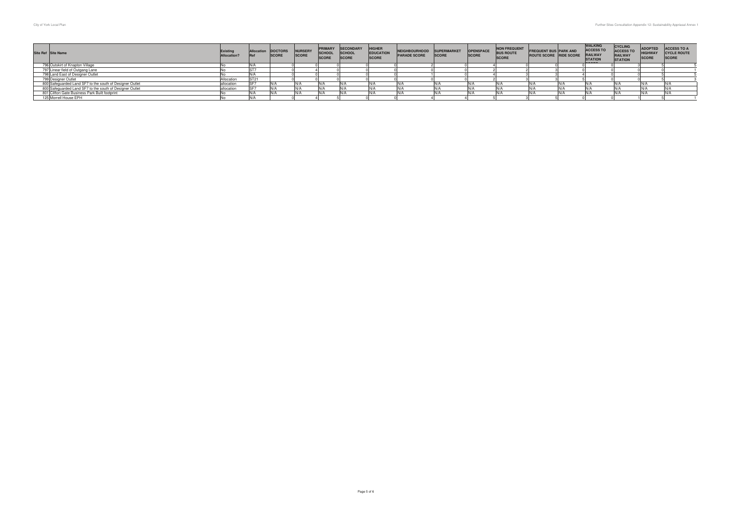| Site Ref | Site Name | Existing Allocation? | Allocation Ref | DOCTORS SCORE | NURSERY SCORE | PRIMARY SCHOOL SCORE | SECONDARY SCHOOL SCORE | HIGHER EDUCATION SCORE | NEIGHBOURHOOD PARADE SCORE | SUPERMARKET SCORE | OPENSPACE SCORE | NON FREQUENT BUS ROUTE SCORE | FREQUENT BUS ROUTE SCORE | PARK AND RIDE SCORE | WALKING ACCESS TO RAILWAY STATION SCORE | CYCLING ACCESS TO RAILWAY STATION | ADOPTED HIGHWAY SCORE | ACCESS TO A CYCLE ROUTE SCORE |
|---|---|---|---|---|---|---|---|---|---|---|---|---|---|---|---|---|---|---|
| 796 | Outskirt of Knapton Village | No | N/A | 0 | 0 | 0 | 0 | 0 | 2 | 0 | 4 | 0 | 0 | 0 | 0 | 3 | 5 | 5 |
| 797 | Linear field of Outgang Lane | No | ST7 | 0 | 4 | 0 | 0 | 0 | 0 | 0 | 2 | 2 | 3 | 0 | 0 | 0 | 0 | 1 |
| 798 | Land East of Designer Outlet | No | N/A | 0 | 0 | 0 | 0 | 0 | 1 | 0 | 4 | 3 | 3 | 4 | 0 | 0 | 5 | 5 |
| 799 | Designer Outlet | Allocation | ST21 | 0 | 0 | 0 | 0 | 0 | 0 | 0 | 2 | 3 | 3 | 5 | 0 | 0 | 5 | 3 |
| 800 | Safeguarded Land SF7 to the south of Designer Outlet | allocation | SF7 | N/A | N/A | N/A | N/A | N/A | N/A | N/A | N/A | N/A | N/A | N/A | N/A | N/A | N/A | N/A |
| 800 | Safeguarded Land SF7 to the south of Designer Outlet | allocation | SF7 | N/A | N/A | N/A | N/A | N/A | N/A | N/A | N/A | N/A | N/A | N/A | N/A | N/A | N/A | N/A |
| 801 | Clifton Gate Business Park Built footprint | No | N/A | N/A | N/A | N/A | N/A | N/A | N/A | N/A | N/A | N/A | N/A | N/A | N/A | N/A | N/A | N/A |
| 125 | Morrell House EPH | No | N/A | 0 | 4 | 5 | 0 | 0 | 4 | 4 | 5 | 3 | 5 | 0 | 0 | 1 | 5 | 1 |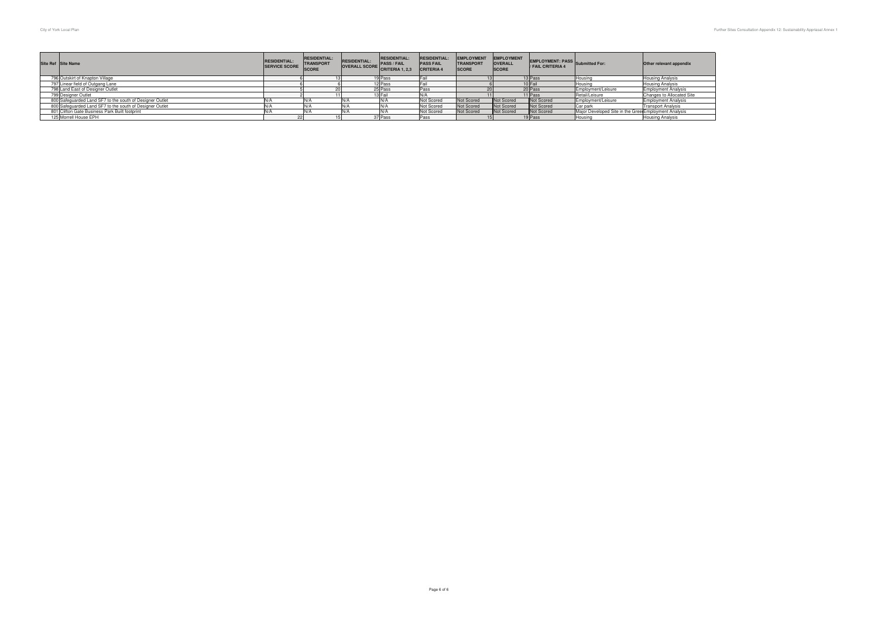| Site Ref | Site Name | RESIDENTIAL: SERVICE SCORE | RESIDENTIAL: TRANSPORT SCORE | RESIDENTIAL: OVERALL SCORE | RESIDENTIAL: PASS / FAIL CRITERIA 1, 2,3 | RESIDENTIAL: PASS FAIL CRITERIA 4 | EMPLOYMENT TRANSPORT SCORE | EMPLOYMENT OVERALL SCORE | EMPLOYMENT: PASS / FAIL CRITERIA 4 | Submitted For: | Other relevant appendix |
|---|---|---|---|---|---|---|---|---|---|---|---|
| 796 | Outskirt of Knapton Village | 6 | 13 | 19 | Pass | Fail | 13 | 13 | Pass | Housing | Housing Analysis |
| 797 | Linear field of Outgang Lane | 6 | 6 | 12 | Pass | Fail | 6 | 10 | Fail | Housing | Housing Analysis |
| 798 | Land East of Designer Outlet | 5 | 20 | 25 | Pass | Pass | 20 | 20 | Pass | Employment/Leisure | Employment Analysis |
| 799 | Designer Outlet | 2 | 11 | 13 | Fail | N/A | 11 | 11 | Pass | Retail/Leisure | Changes to Allocated Site |
| 800 | Safeguarded Land SF7 to the south of Designer Outlet | N/A | N/A | N/A | N/A | Not Scored | Not Scored | Not Scored | Not Scored | Employment/Leisure | Employment Analysis |
| 800 | Safeguarded Land SF7 to the south of Designer Outlet | N/A | N/A | N/A | N/A | Not Scored | Not Scored | Not Scored | Not Scored | Car park | Transport Analysis |
| 801 | Clifton Gate Business Park Built footprint | N/A | N/A | N/A | N/A | Not Scored | Not Scored | Not Scored | Not Scored | Major Developed Site in the Gree | Employment Analysis |
| 125 | Morrell House EPH | 22 | 15 | 37 | Pass | Pass | 15 | 19 | Pass | Housing | Housing Analysis |